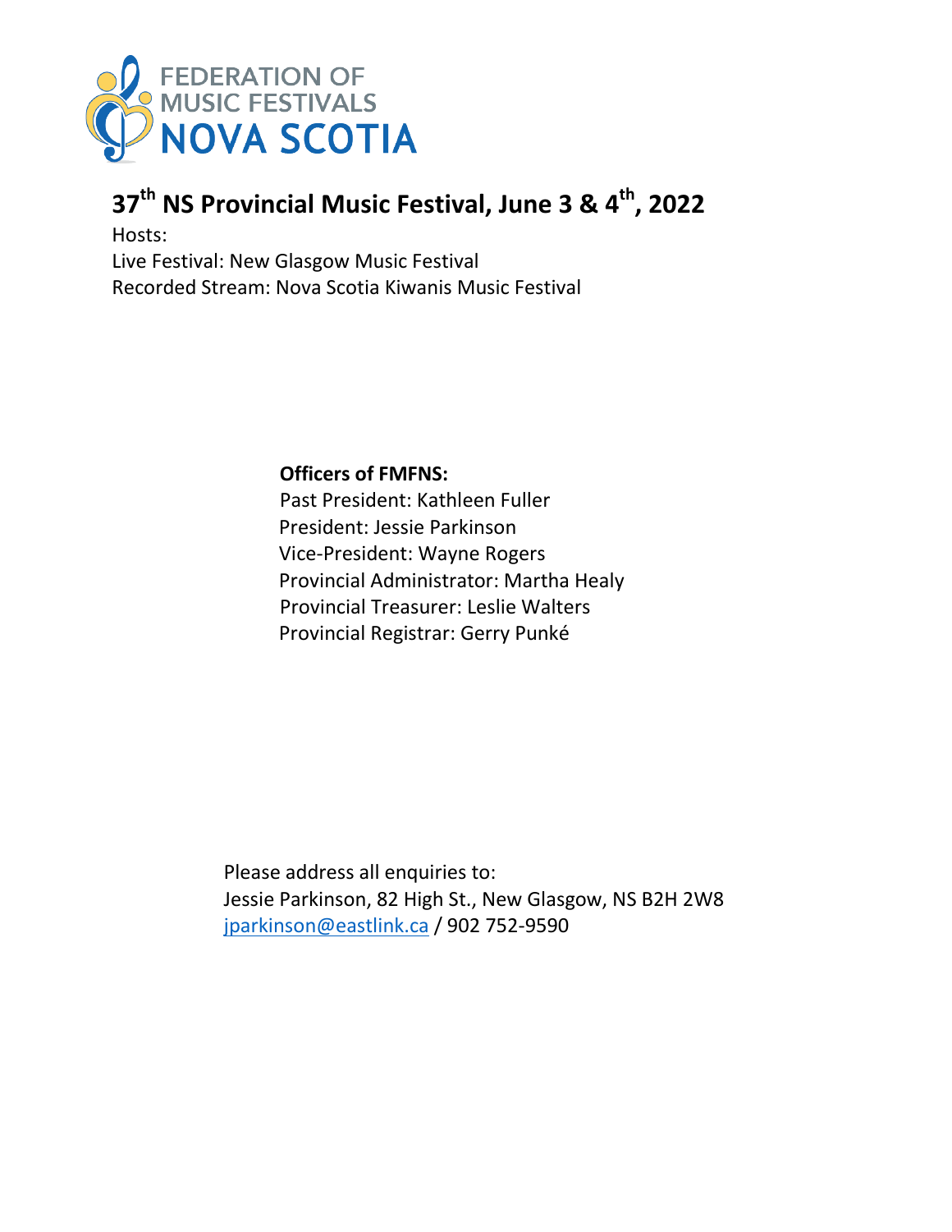FEDERATION OF MUSIC FESTIVALS NOVA SCOTIA

# 37th NS Provincial Music Festival, June 3 & 4th, 2022

Hosts:
Live Festival: New Glasgow Music Festival
Recorded Stream: Nova Scotia Kiwanis Music Festival

**Officers of FMFNS:**
Past President: Kathleen Fuller
President: Jessie Parkinson
Vice-President: Wayne Rogers
Provincial Administrator: Martha Healy
Provincial Treasurer: Leslie Walters
Provincial Registrar: Gerry Punké

Please address all enquiries to:
Jessie Parkinson, 82 High St., New Glasgow, NS B2H 2W8
jparkinson@eastlink.ca / 902 752-9590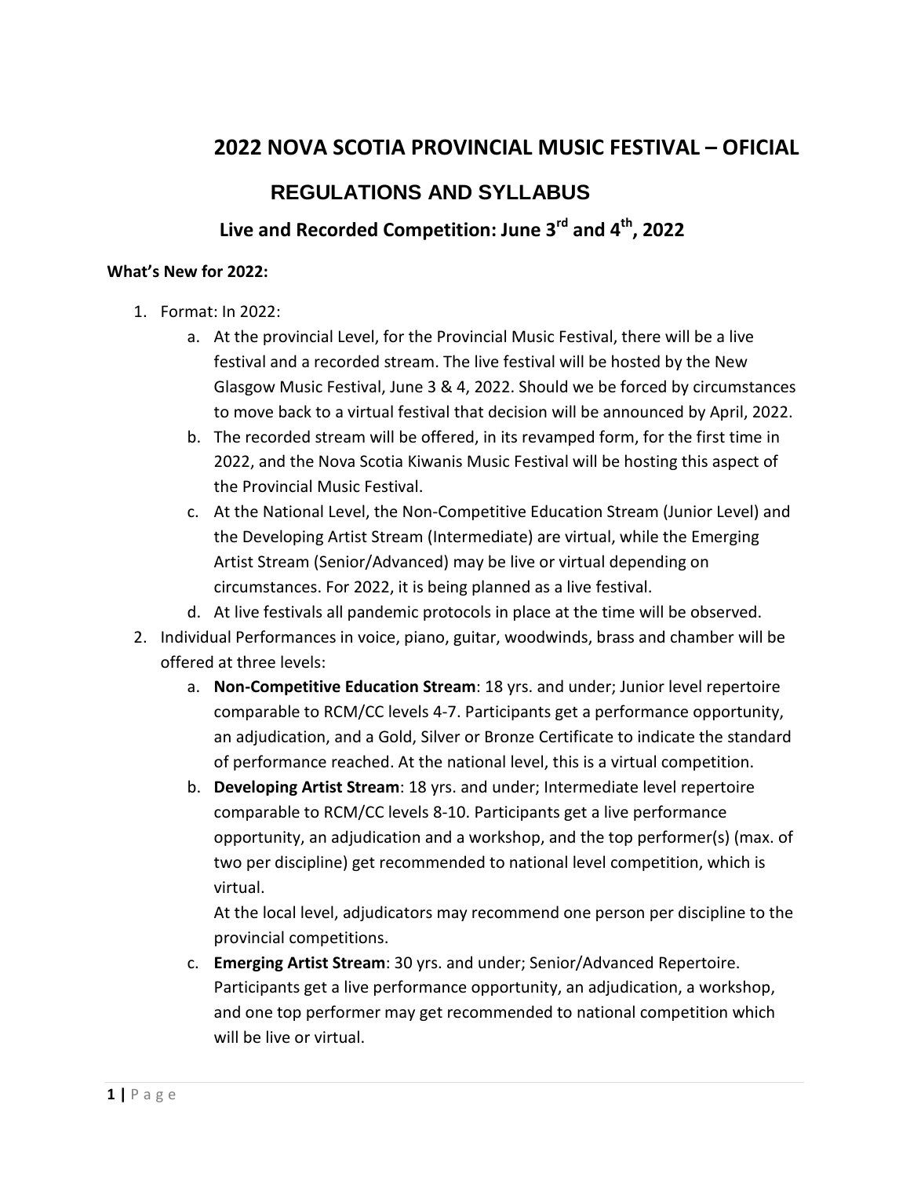# 2022 NOVA SCOTIA PROVINCIAL MUSIC FESTIVAL – OFICIAL

## REGULATIONS AND SYLLABUS

### Live and Recorded Competition: June 3rd and 4th, 2022

**What's New for 2022:**

1. Format: In 2022:
   a. At the provincial Level, for the Provincial Music Festival, there will be a live festival and a recorded stream. The live festival will be hosted by the New Glasgow Music Festival, June 3 & 4, 2022. Should we be forced by circumstances to move back to a virtual festival that decision will be announced by April, 2022.
   b. The recorded stream will be offered, in its revamped form, for the first time in 2022, and the Nova Scotia Kiwanis Music Festival will be hosting this aspect of the Provincial Music Festival.
   c. At the National Level, the Non-Competitive Education Stream (Junior Level) and the Developing Artist Stream (Intermediate) are virtual, while the Emerging Artist Stream (Senior/Advanced) may be live or virtual depending on circumstances. For 2022, it is being planned as a live festival.
   d. At live festivals all pandemic protocols in place at the time will be observed.
2. Individual Performances in voice, piano, guitar, woodwinds, brass and chamber will be offered at three levels:
   a. **Non-Competitive Education Stream**: 18 yrs. and under; Junior level repertoire comparable to RCM/CC levels 4-7. Participants get a performance opportunity, an adjudication, and a Gold, Silver or Bronze Certificate to indicate the standard of performance reached. At the national level, this is a virtual competition.
   b. **Developing Artist Stream**: 18 yrs. and under; Intermediate level repertoire comparable to RCM/CC levels 8-10. Participants get a live performance opportunity, an adjudication and a workshop, and the top performer(s) (max. of two per discipline) get recommended to national level competition, which is virtual.

      At the local level, adjudicators may recommend one person per discipline to the provincial competitions.
   c. **Emerging Artist Stream**: 30 yrs. and under; Senior/Advanced Repertoire. Participants get a live performance opportunity, an adjudication, a workshop, and one top performer may get recommended to national competition which will be live or virtual.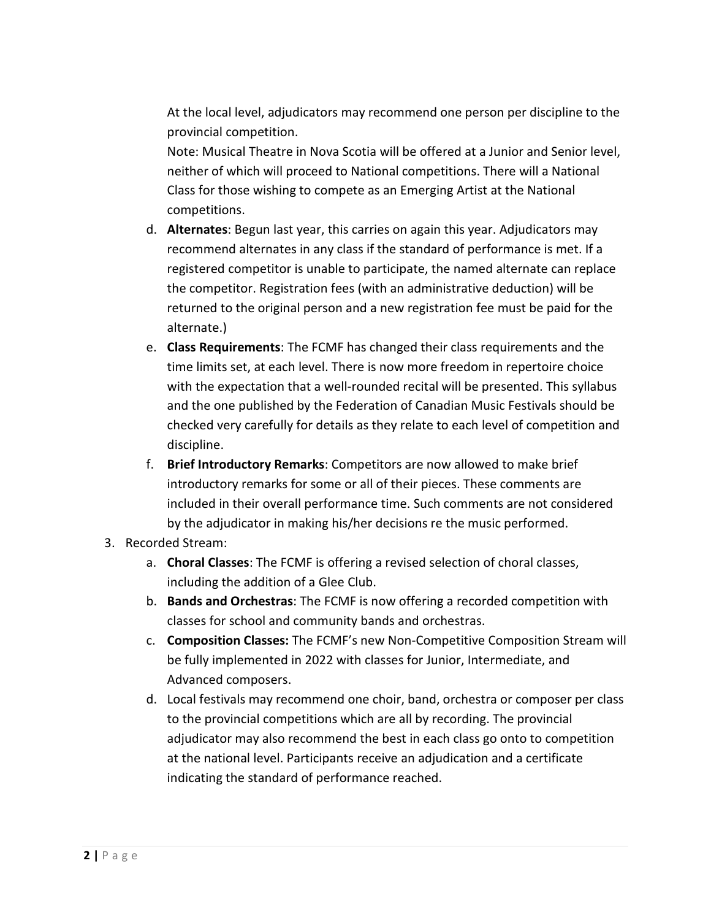At the local level, adjudicators may recommend one person per discipline to the provincial competition.

Note: Musical Theatre in Nova Scotia will be offered at a Junior and Senior level, neither of which will proceed to National competitions. There will a National Class for those wishing to compete as an Emerging Artist at the National competitions.

d. **Alternates**: Begun last year, this carries on again this year. Adjudicators may recommend alternates in any class if the standard of performance is met. If a registered competitor is unable to participate, the named alternate can replace the competitor. Registration fees (with an administrative deduction) will be returned to the original person and a new registration fee must be paid for the alternate.)

e. **Class Requirements**: The FCMF has changed their class requirements and the time limits set, at each level. There is now more freedom in repertoire choice with the expectation that a well-rounded recital will be presented. This syllabus and the one published by the Federation of Canadian Music Festivals should be checked very carefully for details as they relate to each level of competition and discipline.

f. **Brief Introductory Remarks**: Competitors are now allowed to make brief introductory remarks for some or all of their pieces. These comments are included in their overall performance time. Such comments are not considered by the adjudicator in making his/her decisions re the music performed.

3. Recorded Stream:
   a. **Choral Classes**: The FCMF is offering a revised selection of choral classes, including the addition of a Glee Club.
   b. **Bands and Orchestras**: The FCMF is now offering a recorded competition with classes for school and community bands and orchestras.
   c. **Composition Classes:** The FCMF's new Non-Competitive Composition Stream will be fully implemented in 2022 with classes for Junior, Intermediate, and Advanced composers.
   d. Local festivals may recommend one choir, band, orchestra or composer per class to the provincial competitions which are all by recording. The provincial adjudicator may also recommend the best in each class go onto to competition at the national level. Participants receive an adjudication and a certificate indicating the standard of performance reached.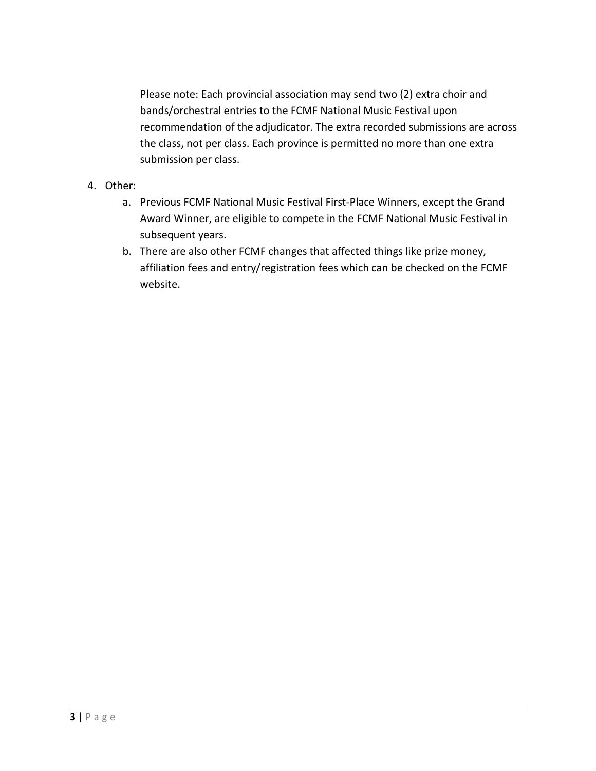Please note: Each provincial association may send two (2) extra choir and bands/orchestral entries to the FCMF National Music Festival upon recommendation of the adjudicator. The extra recorded submissions are across the class, not per class. Each province is permitted no more than one extra submission per class.

4. Other:
    a. Previous FCMF National Music Festival First-Place Winners, except the Grand Award Winner, are eligible to compete in the FCMF National Music Festival in subsequent years.
    b. There are also other FCMF changes that affected things like prize money, affiliation fees and entry/registration fees which can be checked on the FCMF website.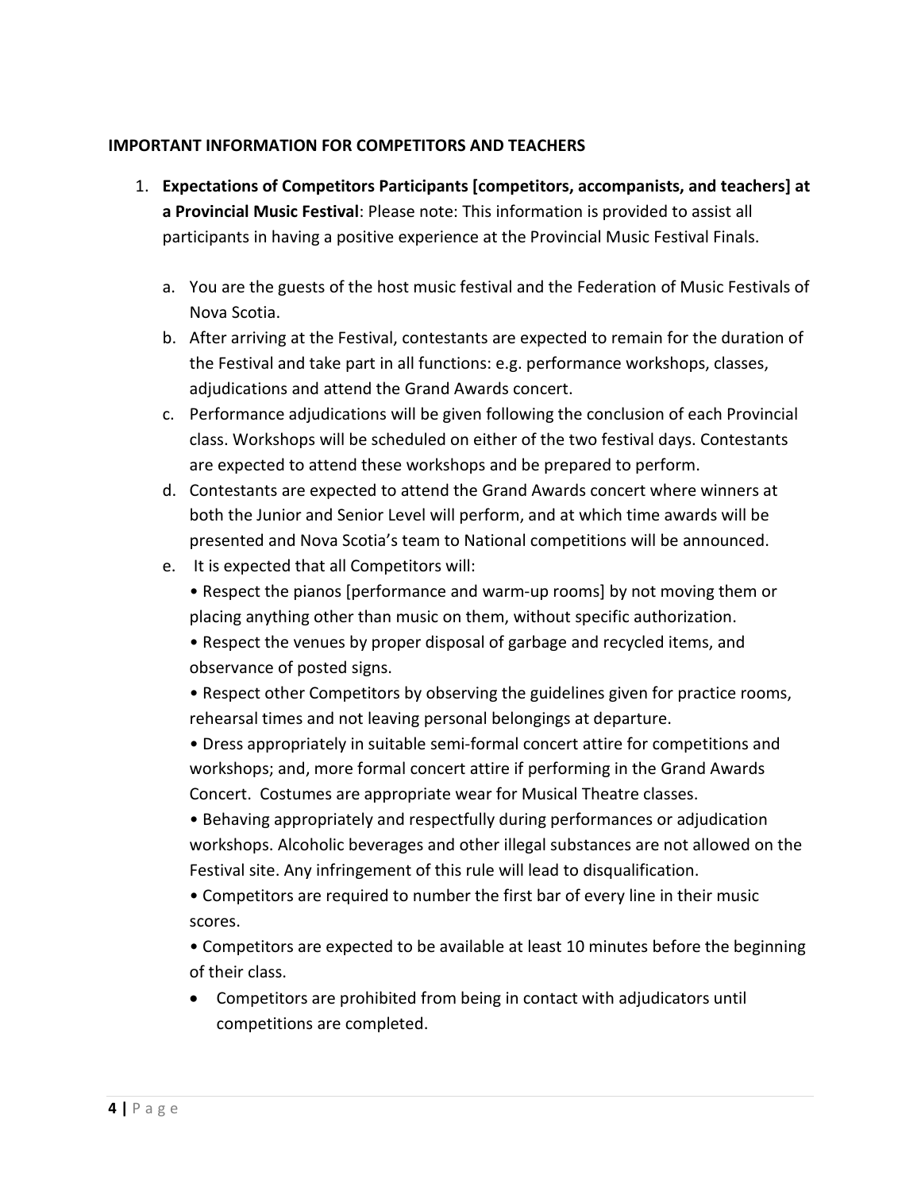**IMPORTANT INFORMATION FOR COMPETITORS AND TEACHERS**

1. **Expectations of Competitors Participants [competitors, accompanists, and teachers] at a Provincial Music Festival**: Please note: This information is provided to assist all participants in having a positive experience at the Provincial Music Festival Finals.

   a. You are the guests of the host music festival and the Federation of Music Festivals of Nova Scotia.

   b. After arriving at the Festival, contestants are expected to remain for the duration of the Festival and take part in all functions: e.g. performance workshops, classes, adjudications and attend the Grand Awards concert.

   c. Performance adjudications will be given following the conclusion of each Provincial class. Workshops will be scheduled on either of the two festival days. Contestants are expected to attend these workshops and be prepared to perform.

   d. Contestants are expected to attend the Grand Awards concert where winners at both the Junior and Senior Level will perform, and at which time awards will be presented and Nova Scotia's team to National competitions will be announced.

   e. It is expected that all Competitors will:

      • Respect the pianos [performance and warm-up rooms] by not moving them or placing anything other than music on them, without specific authorization.

      • Respect the venues by proper disposal of garbage and recycled items, and observance of posted signs.

      • Respect other Competitors by observing the guidelines given for practice rooms, rehearsal times and not leaving personal belongings at departure.

      • Dress appropriately in suitable semi-formal concert attire for competitions and workshops; and, more formal concert attire if performing in the Grand Awards Concert. Costumes are appropriate wear for Musical Theatre classes.

      • Behaving appropriately and respectfully during performances or adjudication workshops. Alcoholic beverages and other illegal substances are not allowed on the Festival site. Any infringement of this rule will lead to disqualification.

      • Competitors are required to number the first bar of every line in their music scores.

      • Competitors are expected to be available at least 10 minutes before the beginning of their class.

      • Competitors are prohibited from being in contact with adjudicators until competitions are completed.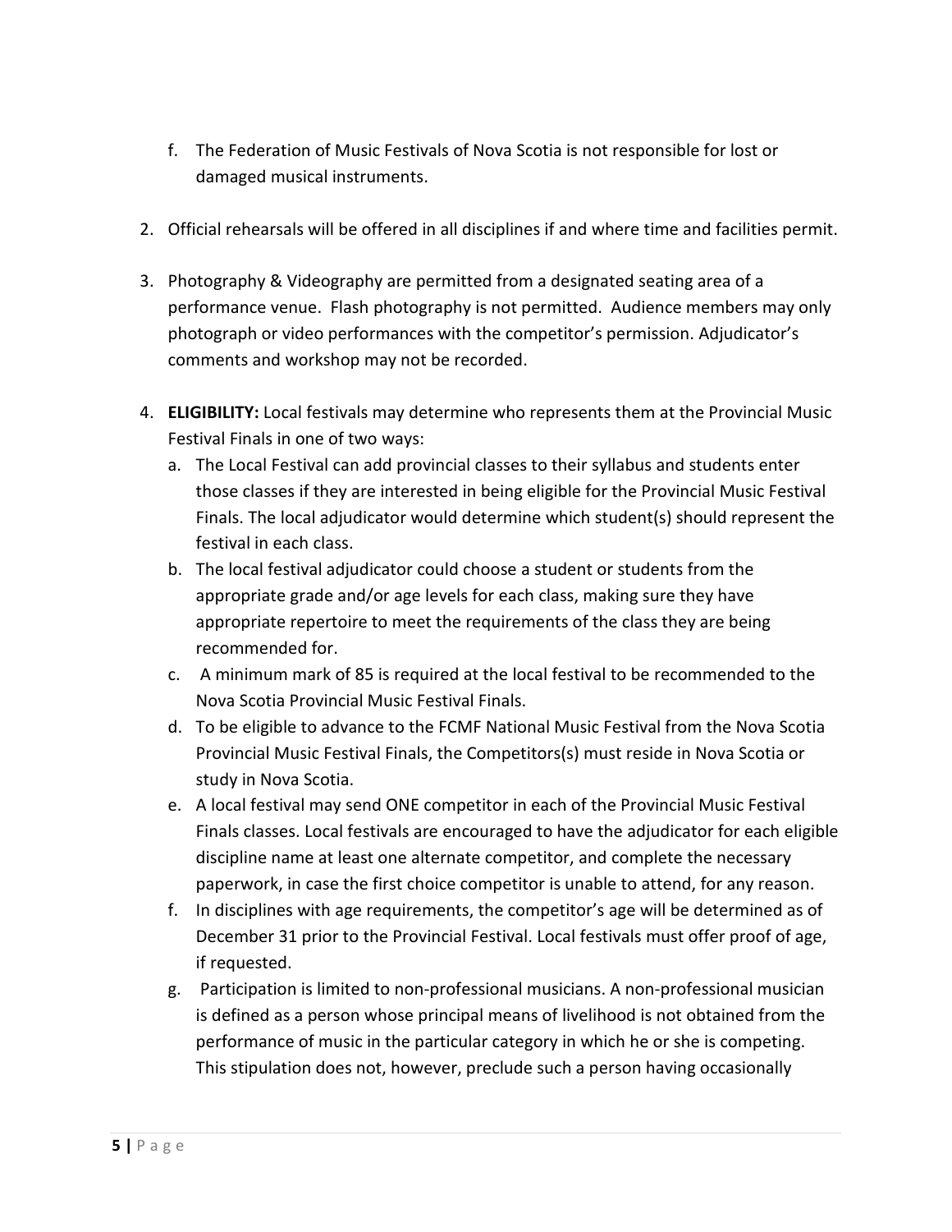f. The Federation of Music Festivals of Nova Scotia is not responsible for lost or damaged musical instruments.

2. Official rehearsals will be offered in all disciplines if and where time and facilities permit.

3. Photography & Videography are permitted from a designated seating area of a performance venue. Flash photography is not permitted. Audience members may only photograph or video performances with the competitor's permission. Adjudicator's comments and workshop may not be recorded.

4. **ELIGIBILITY:** Local festivals may determine who represents them at the Provincial Music Festival Finals in one of two ways:
   a. The Local Festival can add provincial classes to their syllabus and students enter those classes if they are interested in being eligible for the Provincial Music Festival Finals. The local adjudicator would determine which student(s) should represent the festival in each class.
   b. The local festival adjudicator could choose a student or students from the appropriate grade and/or age levels for each class, making sure they have appropriate repertoire to meet the requirements of the class they are being recommended for.
   c. A minimum mark of 85 is required at the local festival to be recommended to the Nova Scotia Provincial Music Festival Finals.
   d. To be eligible to advance to the FCMF National Music Festival from the Nova Scotia Provincial Music Festival Finals, the Competitors(s) must reside in Nova Scotia or study in Nova Scotia.
   e. A local festival may send ONE competitor in each of the Provincial Music Festival Finals classes. Local festivals are encouraged to have the adjudicator for each eligible discipline name at least one alternate competitor, and complete the necessary paperwork, in case the first choice competitor is unable to attend, for any reason.
   f. In disciplines with age requirements, the competitor's age will be determined as of December 31 prior to the Provincial Festival. Local festivals must offer proof of age, if requested.
   g. Participation is limited to non-professional musicians. A non-professional musician is defined as a person whose principal means of livelihood is not obtained from the performance of music in the particular category in which he or she is competing. This stipulation does not, however, preclude such a person having occasionally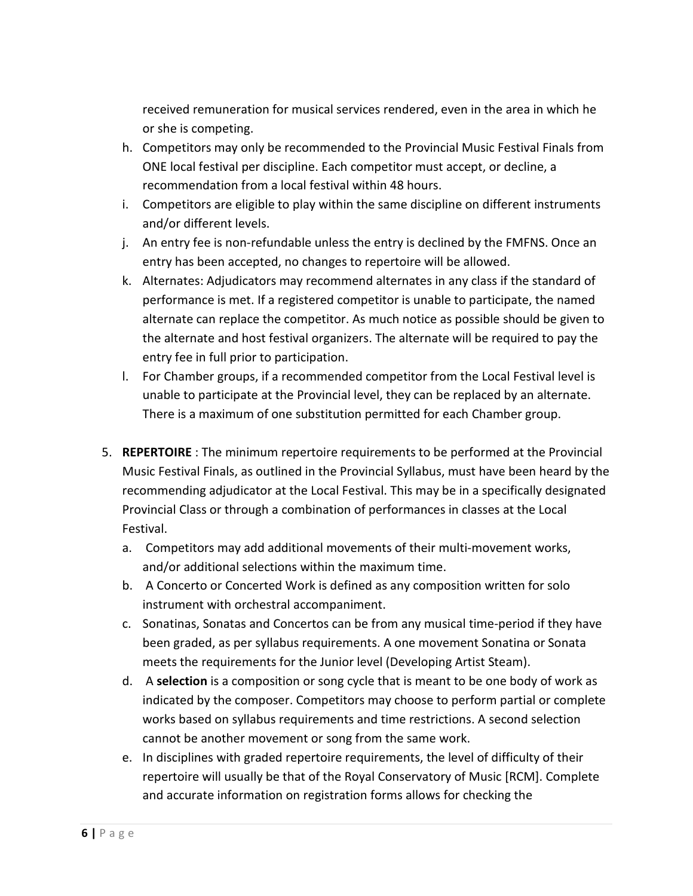received remuneration for musical services rendered, even in the area in which he or she is competing.

h. Competitors may only be recommended to the Provincial Music Festival Finals from ONE local festival per discipline. Each competitor must accept, or decline, a recommendation from a local festival within 48 hours.
i. Competitors are eligible to play within the same discipline on different instruments and/or different levels.
j. An entry fee is non-refundable unless the entry is declined by the FMFNS. Once an entry has been accepted, no changes to repertoire will be allowed.
k. Alternates: Adjudicators may recommend alternates in any class if the standard of performance is met. If a registered competitor is unable to participate, the named alternate can replace the competitor. As much notice as possible should be given to the alternate and host festival organizers. The alternate will be required to pay the entry fee in full prior to participation.
l. For Chamber groups, if a recommended competitor from the Local Festival level is unable to participate at the Provincial level, they can be replaced by an alternate. There is a maximum of one substitution permitted for each Chamber group.

5. **REPERTOIRE** : The minimum repertoire requirements to be performed at the Provincial Music Festival Finals, as outlined in the Provincial Syllabus, must have been heard by the recommending adjudicator at the Local Festival. This may be in a specifically designated Provincial Class or through a combination of performances in classes at the Local Festival.
   a. Competitors may add additional movements of their multi-movement works, and/or additional selections within the maximum time.
   b. A Concerto or Concerted Work is defined as any composition written for solo instrument with orchestral accompaniment.
   c. Sonatinas, Sonatas and Concertos can be from any musical time-period if they have been graded, as per syllabus requirements. A one movement Sonatina or Sonata meets the requirements for the Junior level (Developing Artist Steam).
   d. A **selection** is a composition or song cycle that is meant to be one body of work as indicated by the composer. Competitors may choose to perform partial or complete works based on syllabus requirements and time restrictions. A second selection cannot be another movement or song from the same work.
   e. In disciplines with graded repertoire requirements, the level of difficulty of their repertoire will usually be that of the Royal Conservatory of Music [RCM]. Complete and accurate information on registration forms allows for checking the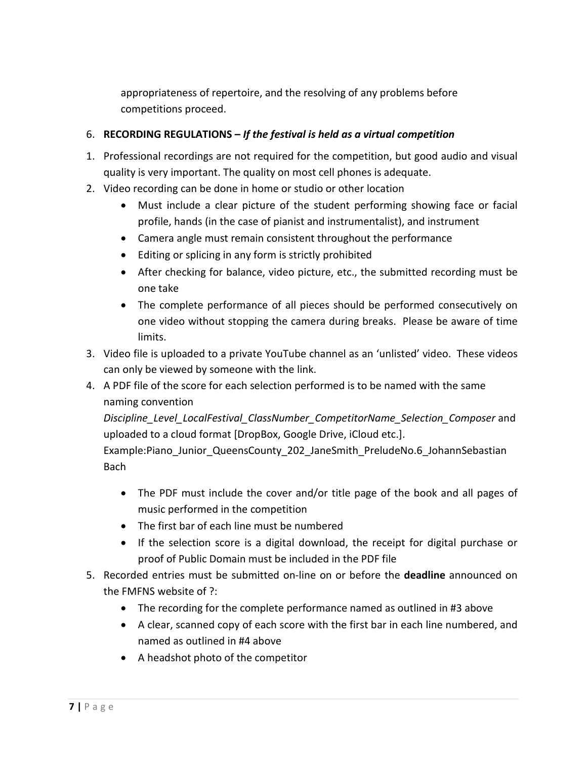appropriateness of repertoire, and the resolving of any problems before competitions proceed.

6. **RECORDING REGULATIONS –** ***If the festival is held as a virtual competition***

1. Professional recordings are not required for the competition, but good audio and visual quality is very important. The quality on most cell phones is adequate.
2. Video recording can be done in home or studio or other location
   - Must include a clear picture of the student performing showing face or facial profile, hands (in the case of pianist and instrumentalist), and instrument
   - Camera angle must remain consistent throughout the performance
   - Editing or splicing in any form is strictly prohibited
   - After checking for balance, video picture, etc., the submitted recording must be one take
   - The complete performance of all pieces should be performed consecutively on one video without stopping the camera during breaks. Please be aware of time limits.
3. Video file is uploaded to a private YouTube channel as an 'unlisted' video. These videos can only be viewed by someone with the link.
4. A PDF file of the score for each selection performed is to be named with the same naming convention *Discipline_Level_LocalFestival_ClassNumber_CompetitorName_Selection_Composer* and uploaded to a cloud format [DropBox, Google Drive, iCloud etc.]. Example:Piano_Junior_QueensCounty_202_JaneSmith_PreludeNo.6_JohannSebastian Bach
   - The PDF must include the cover and/or title page of the book and all pages of music performed in the competition
   - The first bar of each line must be numbered
   - If the selection score is a digital download, the receipt for digital purchase or proof of Public Domain must be included in the PDF file
5. Recorded entries must be submitted on-line on or before the **deadline** announced on the FMFNS website of ?:
   - The recording for the complete performance named as outlined in #3 above
   - A clear, scanned copy of each score with the first bar in each line numbered, and named as outlined in #4 above
   - A headshot photo of the competitor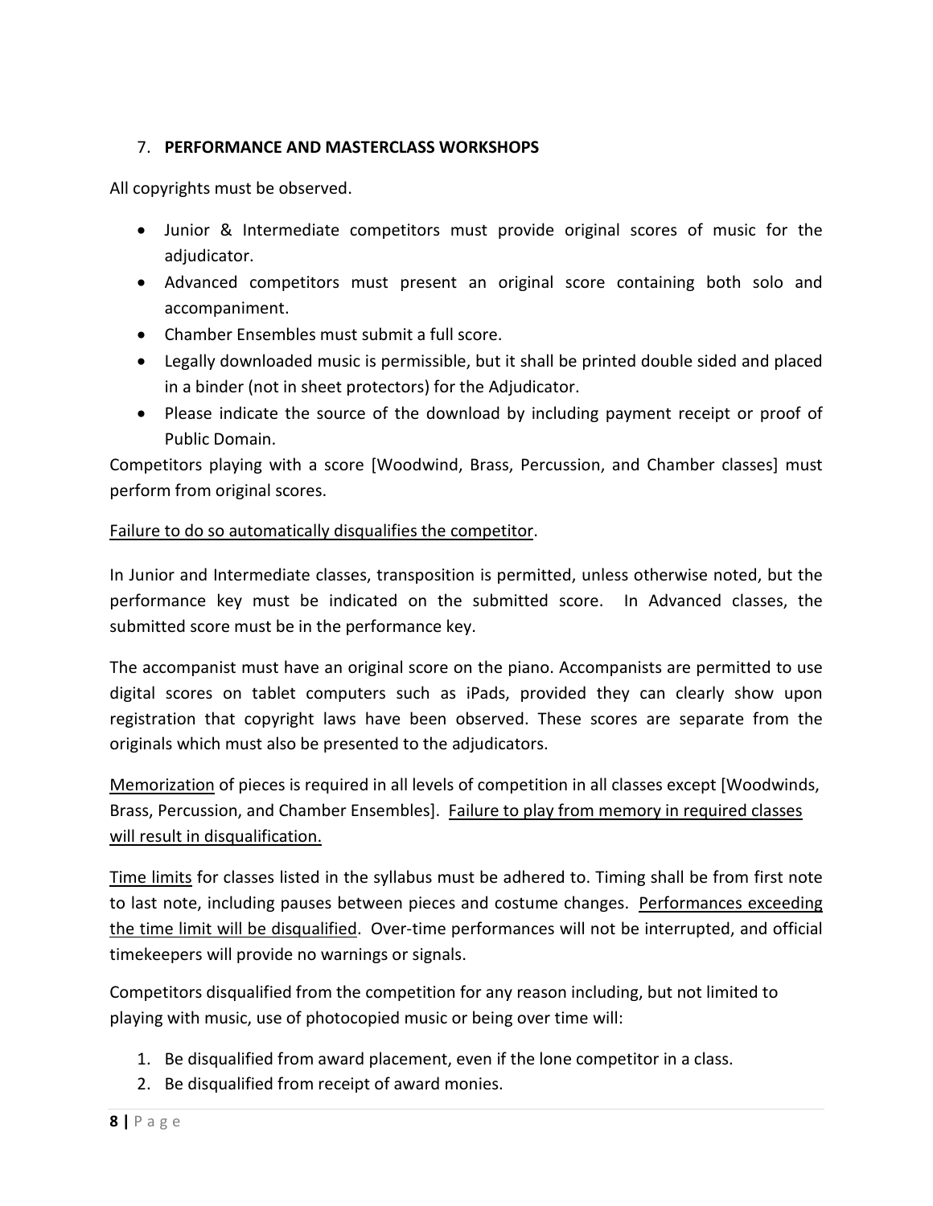## 7. **PERFORMANCE AND MASTERCLASS WORKSHOPS**

All copyrights must be observed.

- Junior & Intermediate competitors must provide original scores of music for the adjudicator.
- Advanced competitors must present an original score containing both solo and accompaniment.
- Chamber Ensembles must submit a full score.
- Legally downloaded music is permissible, but it shall be printed double sided and placed in a binder (not in sheet protectors) for the Adjudicator.
- Please indicate the source of the download by including payment receipt or proof of Public Domain.

Competitors playing with a score [Woodwind, Brass, Percussion, and Chamber classes] must perform from original scores.

<u>Failure to do so automatically disqualifies the competitor</u>.

In Junior and Intermediate classes, transposition is permitted, unless otherwise noted, but the performance key must be indicated on the submitted score. In Advanced classes, the submitted score must be in the performance key.

The accompanist must have an original score on the piano. Accompanists are permitted to use digital scores on tablet computers such as iPads, provided they can clearly show upon registration that copyright laws have been observed. These scores are separate from the originals which must also be presented to the adjudicators.

<u>Memorization</u> of pieces is required in all levels of competition in all classes except [Woodwinds, Brass, Percussion, and Chamber Ensembles]. <u>Failure to play from memory in required classes will result in disqualification.</u>

<u>Time limits</u> for classes listed in the syllabus must be adhered to. Timing shall be from first note to last note, including pauses between pieces and costume changes. <u>Performances exceeding the time limit will be disqualified</u>. Over-time performances will not be interrupted, and official timekeepers will provide no warnings or signals.

Competitors disqualified from the competition for any reason including, but not limited to playing with music, use of photocopied music or being over time will:

1. Be disqualified from award placement, even if the lone competitor in a class.
2. Be disqualified from receipt of award monies.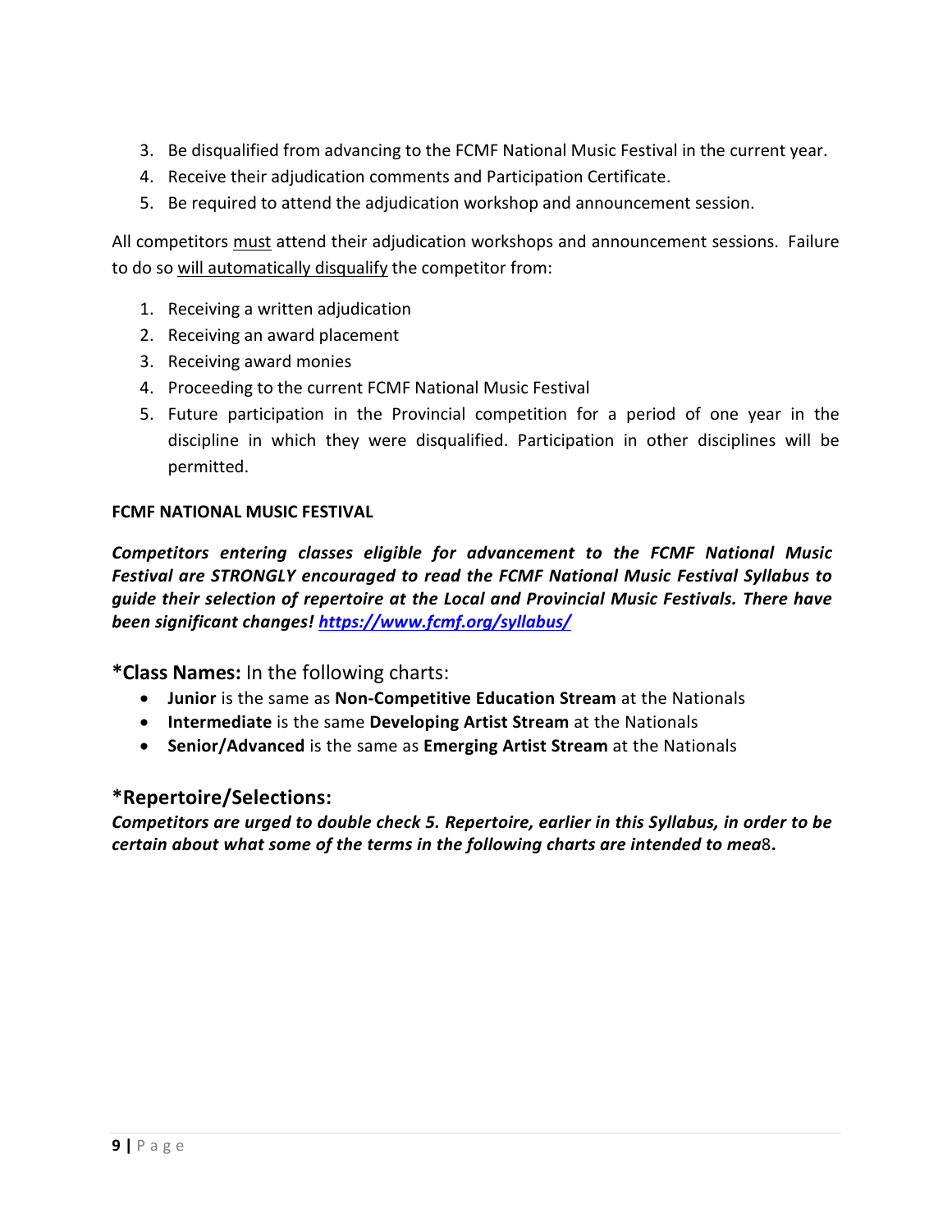3. Be disqualified from advancing to the FCMF National Music Festival in the current year.
4. Receive their adjudication comments and Participation Certificate.
5. Be required to attend the adjudication workshop and announcement session.

All competitors must attend their adjudication workshops and announcement sessions. Failure to do so will automatically disqualify the competitor from:

1. Receiving a written adjudication
2. Receiving an award placement
3. Receiving award monies
4. Proceeding to the current FCMF National Music Festival
5. Future participation in the Provincial competition for a period of one year in the discipline in which they were disqualified. Participation in other disciplines will be permitted.

**FCMF NATIONAL MUSIC FESTIVAL**

***Competitors entering classes eligible for advancement to the FCMF National Music Festival are STRONGLY encouraged to read the FCMF National Music Festival Syllabus to guide their selection of repertoire at the Local and Provincial Music Festivals. There have been significant changes! [https://www.fcmf.org/syllabus/](https://www.fcmf.org/syllabus/)***

**\*Class Names:** In the following charts:

- **Junior** is the same as **Non-Competitive Education Stream** at the Nationals
- **Intermediate** is the same **Developing Artist Stream** at the Nationals
- **Senior/Advanced** is the same as **Emerging Artist Stream** at the Nationals

## *Repertoire/Selections:

***Competitors are urged to double check 5. Repertoire, earlier in this Syllabus, in order to be certain about what some of the terms in the following charts are intended to mea*8.**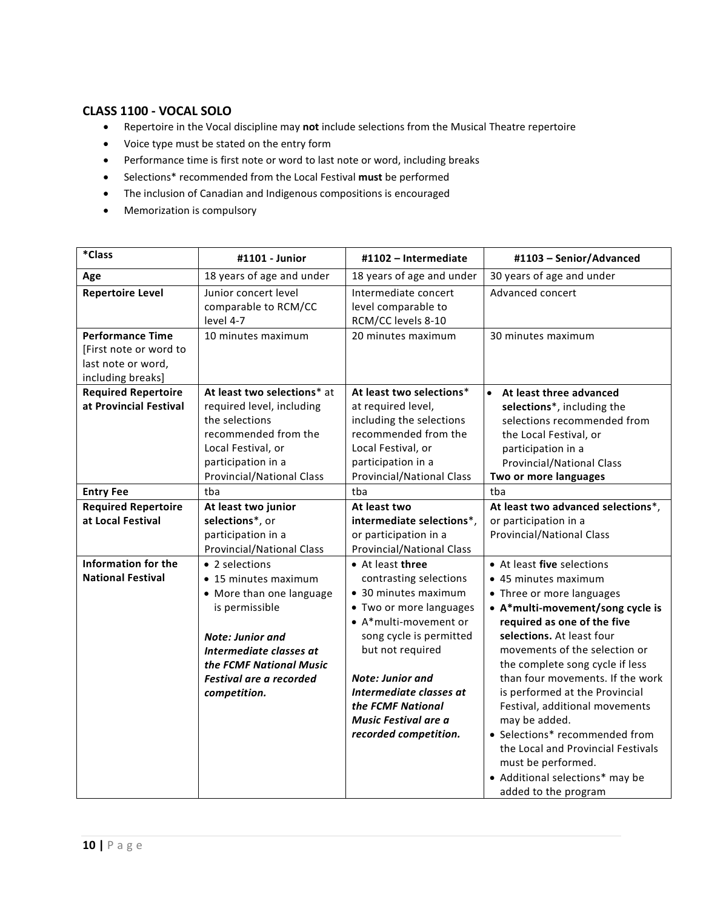## CLASS 1100 - VOCAL SOLO

- Repertoire in the Vocal discipline may **not** include selections from the Musical Theatre repertoire
- Voice type must be stated on the entry form
- Performance time is first note or word to last note or word, including breaks
- Selections* recommended from the Local Festival **must** be performed
- The inclusion of Canadian and Indigenous compositions is encouraged
- Memorization is compulsory

| ***Class** | **#1101 - Junior** | **#1102 – Intermediate** | **#1103 – Senior/Advanced** |
|---|---|---|---|
| **Age** | 18 years of age and under | 18 years of age and under | 30 years of age and under |
| **Repertoire Level** | Junior concert level comparable to RCM/CC level 4-7 | Intermediate concert level comparable to RCM/CC levels 8-10 | Advanced concert |
| **Performance Time** [First note or word to last note or word, including breaks] | 10 minutes maximum | 20 minutes maximum | 30 minutes maximum |
| **Required Repertoire at Provincial Festival** | **At least two selections*** at required level, including the selections recommended from the Local Festival, or participation in a Provincial/National Class | **At least two selections*** at required level, including the selections recommended from the Local Festival, or participation in a Provincial/National Class | • **At least three advanced selections***, including the selections recommended from the Local Festival, or participation in a Provincial/National Class<br>**Two or more languages** |
| **Entry Fee** | tba | tba | tba |
| **Required Repertoire at Local Festival** | **At least two junior selections***, or participation in a Provincial/National Class | **At least two intermediate selections***, or participation in a Provincial/National Class | **At least two advanced selections***, or participation in a Provincial/National Class |
| **Information for the National Festival** | • 2 selections<br>• 15 minutes maximum<br>• More than one language is permissible<br><br>***Note: Junior and Intermediate classes at the FCMF National Music Festival are a recorded competition.*** | • At least **three** contrasting selections<br>• 30 minutes maximum<br>• Two or more languages<br>• A*multi-movement or song cycle is permitted but not required<br><br>***Note: Junior and Intermediate classes at the FCMF National Music Festival are a recorded competition.*** | • At least **five** selections<br>• 45 minutes maximum<br>• Three or more languages<br>• **A*multi-movement/song cycle is required as one of the five selections.** At least four movements of the selection or the complete song cycle if less than four movements. If the work is performed at the Provincial Festival, additional movements may be added.<br>• Selections* recommended from the Local and Provincial Festivals must be performed.<br>• Additional selections* may be added to the program |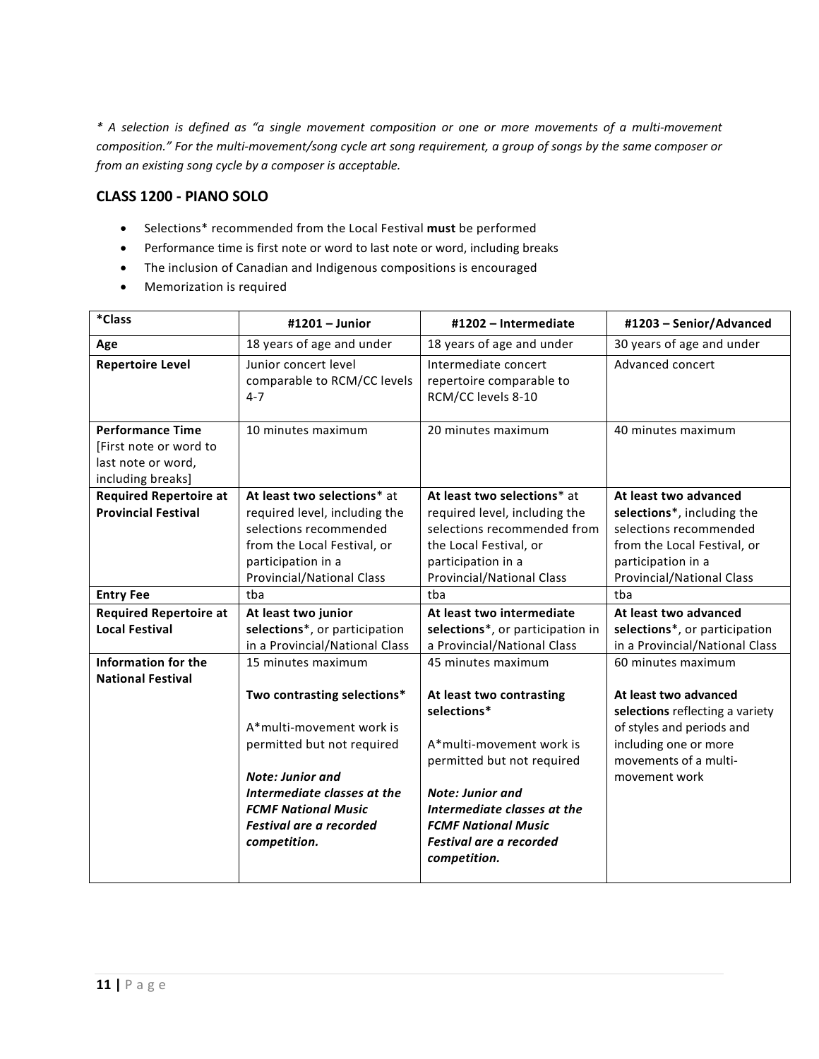*\* A selection is defined as "a single movement composition or one or more movements of a multi-movement composition." For the multi-movement/song cycle art song requirement, a group of songs by the same composer or from an existing song cycle by a composer is acceptable.*

### CLASS 1200 - PIANO SOLO

- Selections* recommended from the Local Festival **must** be performed
- Performance time is first note or word to last note or word, including breaks
- The inclusion of Canadian and Indigenous compositions is encouraged
- Memorization is required

| *Class | #1201 – Junior | #1202 – Intermediate | #1203 – Senior/Advanced |
|---|---|---|---|
| **Age** | 18 years of age and under | 18 years of age and under | 30 years of age and under |
| **Repertoire Level** | Junior concert level comparable to RCM/CC levels 4-7 | Intermediate concert repertoire comparable to RCM/CC levels 8-10 | Advanced concert |
| **Performance Time** [First note or word to last note or word, including breaks] | 10 minutes maximum | 20 minutes maximum | 40 minutes maximum |
| **Required Repertoire at Provincial Festival** | **At least two selections*** at required level, including the selections recommended from the Local Festival, or participation in a Provincial/National Class | **At least two selections*** at required level, including the selections recommended from the Local Festival, or participation in a Provincial/National Class | **At least two advanced selections***, including the selections recommended from the Local Festival, or participation in a Provincial/National Class |
| **Entry Fee** | tba | tba | tba |
| **Required Repertoire at Local Festival** | **At least two junior selections***, or participation in a Provincial/National Class | **At least two intermediate selections***, or participation in a Provincial/National Class | **At least two advanced selections***, or participation in a Provincial/National Class |
| **Information for the National Festival** | 15 minutes maximum<br><br>**Two contrasting selections***<br><br>A*multi-movement work is permitted but not required<br><br>***Note: Junior and Intermediate classes at the FCMF National Music Festival are a recorded competition.*** | 45 minutes maximum<br><br>**At least two contrasting selections***<br><br>A*multi-movement work is permitted but not required<br><br>***Note: Junior and Intermediate classes at the FCMF National Music Festival are a recorded competition.*** | 60 minutes maximum<br><br>**At least two advanced selections** reflecting a variety of styles and periods and including one or more movements of a multi-movement work |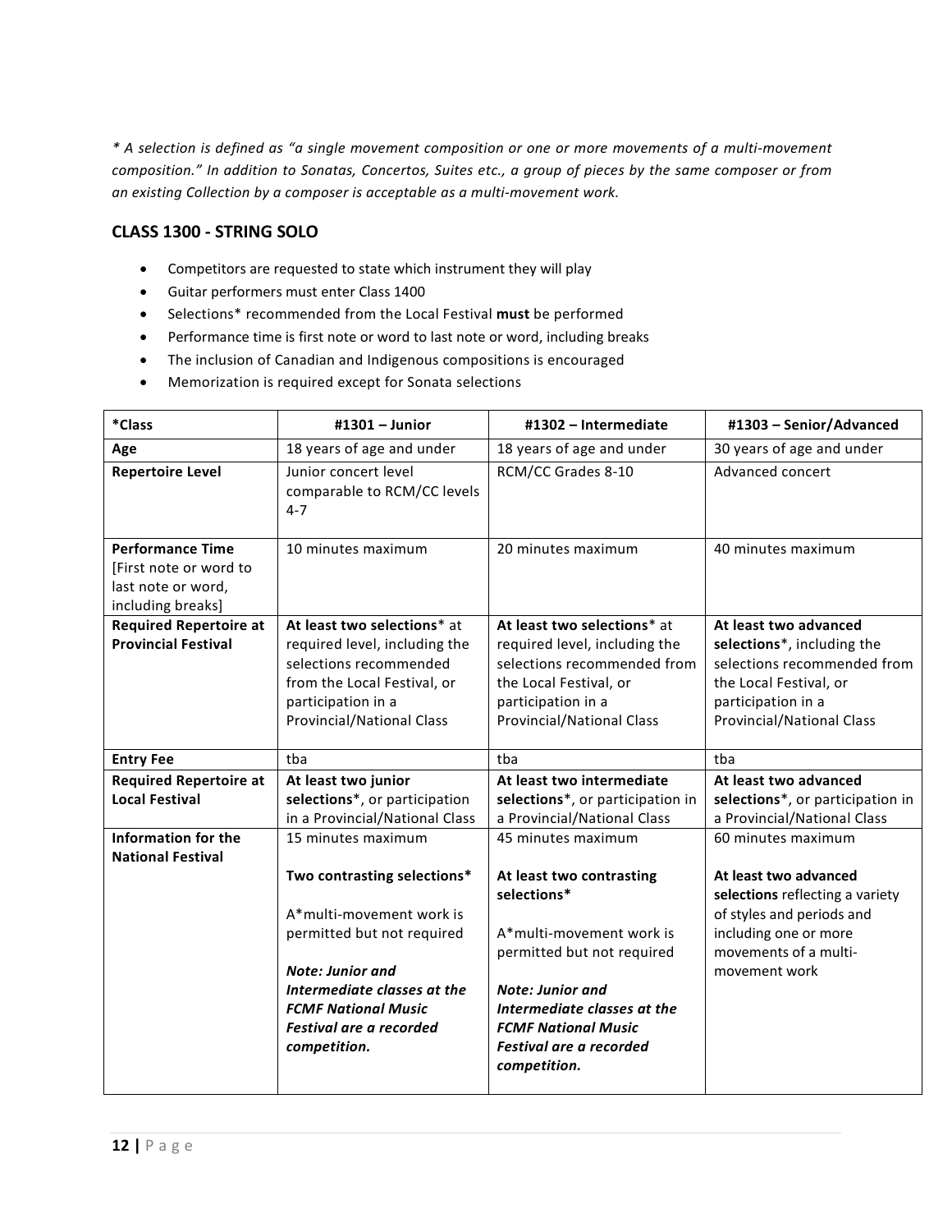*\* A selection is defined as "a single movement composition or one or more movements of a multi-movement composition." In addition to Sonatas, Concertos, Suites etc., a group of pieces by the same composer or from an existing Collection by a composer is acceptable as a multi-movement work.*

## CLASS 1300 - STRING SOLO

- Competitors are requested to state which instrument they will play
- Guitar performers must enter Class 1400
- Selections* recommended from the Local Festival **must** be performed
- Performance time is first note or word to last note or word, including breaks
- The inclusion of Canadian and Indigenous compositions is encouraged
- Memorization is required except for Sonata selections

| *Class | #1301 – Junior | #1302 – Intermediate | #1303 – Senior/Advanced |
|---|---|---|---|
| **Age** | 18 years of age and under | 18 years of age and under | 30 years of age and under |
| **Repertoire Level** | Junior concert level comparable to RCM/CC levels 4-7 | RCM/CC Grades 8-10 | Advanced concert |
| **Performance Time** [First note or word to last note or word, including breaks] | 10 minutes maximum | 20 minutes maximum | 40 minutes maximum |
| **Required Repertoire at Provincial Festival** | **At least two selections*** at required level, including the selections recommended from the Local Festival, or participation in a Provincial/National Class | **At least two selections*** at required level, including the selections recommended from the Local Festival, or participation in a Provincial/National Class | **At least two advanced selections***, including the selections recommended from the Local Festival, or participation in a Provincial/National Class |
| **Entry Fee** | tba | tba | tba |
| **Required Repertoire at Local Festival** | **At least two junior selections***, or participation in a Provincial/National Class | **At least two intermediate selections***, or participation in a Provincial/National Class | **At least two advanced selections***, or participation in a Provincial/National Class |
| **Information for the National Festival** | 15 minutes maximum<br><br>**Two contrasting selections***<br><br>A*multi-movement work is permitted but not required<br><br>***Note: Junior and Intermediate classes at the FCMF National Music Festival are a recorded competition.*** | 45 minutes maximum<br><br>**At least two contrasting selections***<br><br>A*multi-movement work is permitted but not required<br><br>***Note: Junior and Intermediate classes at the FCMF National Music Festival are a recorded competition.*** | 60 minutes maximum<br><br>**At least two advanced selections** reflecting a variety of styles and periods and including one or more movements of a multi-movement work |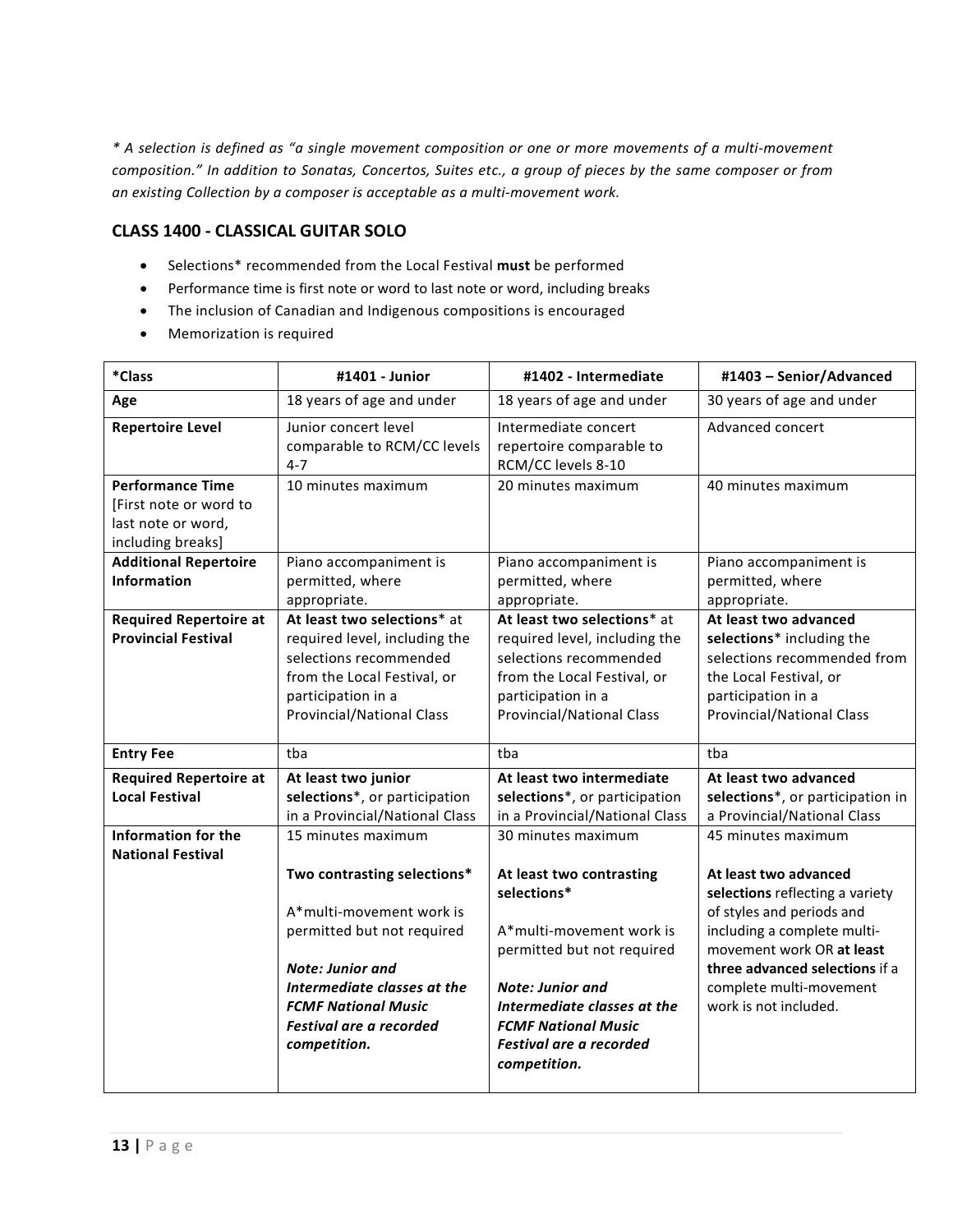*\* A selection is defined as "a single movement composition or one or more movements of a multi-movement composition." In addition to Sonatas, Concertos, Suites etc., a group of pieces by the same composer or from an existing Collection by a composer is acceptable as a multi-movement work.*

## CLASS 1400 - CLASSICAL GUITAR SOLO

- Selections* recommended from the Local Festival **must** be performed
- Performance time is first note or word to last note or word, including breaks
- The inclusion of Canadian and Indigenous compositions is encouraged
- Memorization is required

| ***Class** | **#1401 - Junior** | **#1402 - Intermediate** | **#1403 – Senior/Advanced** |
|---|---|---|---|
| **Age** | 18 years of age and under | 18 years of age and under | 30 years of age and under |
| **Repertoire Level** | Junior concert level comparable to RCM/CC levels 4-7 | Intermediate concert repertoire comparable to RCM/CC levels 8-10 | Advanced concert |
| **Performance Time** [First note or word to last note or word, including breaks] | 10 minutes maximum | 20 minutes maximum | 40 minutes maximum |
| **Additional Repertoire Information** | Piano accompaniment is permitted, where appropriate. | Piano accompaniment is permitted, where appropriate. | Piano accompaniment is permitted, where appropriate. |
| **Required Repertoire at Provincial Festival** | **At least two selections*** at required level, including the selections recommended from the Local Festival, or participation in a Provincial/National Class | **At least two selections*** at required level, including the selections recommended from the Local Festival, or participation in a Provincial/National Class | **At least two advanced selections*** including the selections recommended from the Local Festival, or participation in a Provincial/National Class |
| **Entry Fee** | tba | tba | tba |
| **Required Repertoire at Local Festival** | **At least two junior selections***, or participation in a Provincial/National Class | **At least two intermediate selections***, or participation in a Provincial/National Class | **At least two advanced selections***, or participation in a Provincial/National Class |
| **Information for the National Festival** | 15 minutes maximum<br><br>**Two contrasting selections***<br><br>A*multi-movement work is permitted but not required<br><br>***Note: Junior and Intermediate classes at the FCMF National Music Festival are a recorded competition.*** | 30 minutes maximum<br><br>**At least two contrasting selections***<br><br>A*multi-movement work is permitted but not required<br><br>***Note: Junior and Intermediate classes at the FCMF National Music Festival are a recorded competition.*** | 45 minutes maximum<br><br>**At least two advanced selections** reflecting a variety of styles and periods and including a complete multi-movement work OR **at least three advanced selections** if a complete multi-movement work is not included. |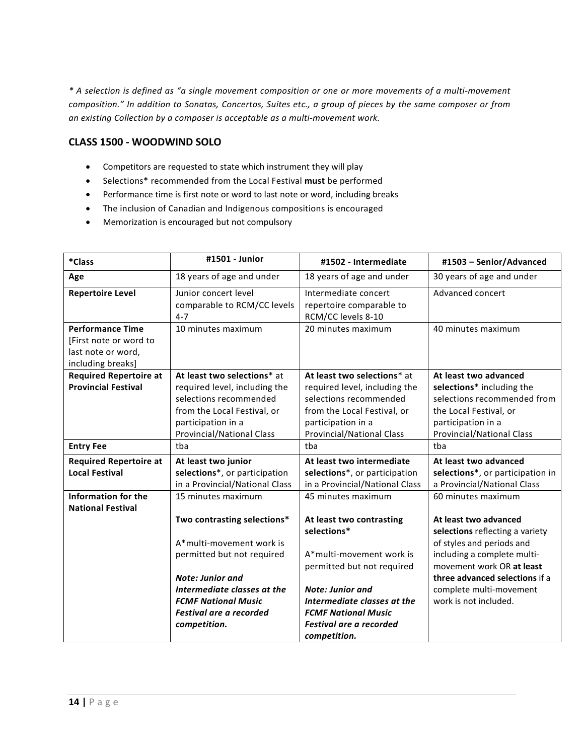*\* A selection is defined as "a single movement composition or one or more movements of a multi-movement composition." In addition to Sonatas, Concertos, Suites etc., a group of pieces by the same composer or from an existing Collection by a composer is acceptable as a multi-movement work.*

## CLASS 1500 - WOODWIND SOLO

- Competitors are requested to state which instrument they will play
- Selections* recommended from the Local Festival **must** be performed
- Performance time is first note or word to last note or word, including breaks
- The inclusion of Canadian and Indigenous compositions is encouraged
- Memorization is encouraged but not compulsory

| *Class | #1501 - Junior | #1502 - Intermediate | #1503 – Senior/Advanced |
|---|---|---|---|
| **Age** | 18 years of age and under | 18 years of age and under | 30 years of age and under |
| **Repertoire Level** | Junior concert level comparable to RCM/CC levels 4-7 | Intermediate concert repertoire comparable to RCM/CC levels 8-10 | Advanced concert |
| **Performance Time** [First note or word to last note or word, including breaks] | 10 minutes maximum | 20 minutes maximum | 40 minutes maximum |
| **Required Repertoire at Provincial Festival** | **At least two selections*** at required level, including the selections recommended from the Local Festival, or participation in a Provincial/National Class | **At least two selections*** at required level, including the selections recommended from the Local Festival, or participation in a Provincial/National Class | **At least two advanced selections*** including the selections recommended from the Local Festival, or participation in a Provincial/National Class |
| **Entry Fee** | tba | tba | tba |
| **Required Repertoire at Local Festival** | **At least two junior selections***, or participation in a Provincial/National Class | **At least two intermediate selections***, or participation in a Provincial/National Class | **At least two advanced selections***, or participation in a Provincial/National Class |
| **Information for the National Festival** | 15 minutes maximum<br><br>**Two contrasting selections***<br><br>A*multi-movement work is permitted but not required<br><br>***Note: Junior and Intermediate classes at the FCMF National Music Festival are a recorded competition.*** | 45 minutes maximum<br><br>**At least two contrasting selections***<br><br>A*multi-movement work is permitted but not required<br><br>***Note: Junior and Intermediate classes at the FCMF National Music Festival are a recorded competition.*** | 60 minutes maximum<br><br>**At least two advanced selections** reflecting a variety of styles and periods and including a complete multi-movement work OR **at least three advanced selections** if a complete multi-movement work is not included. |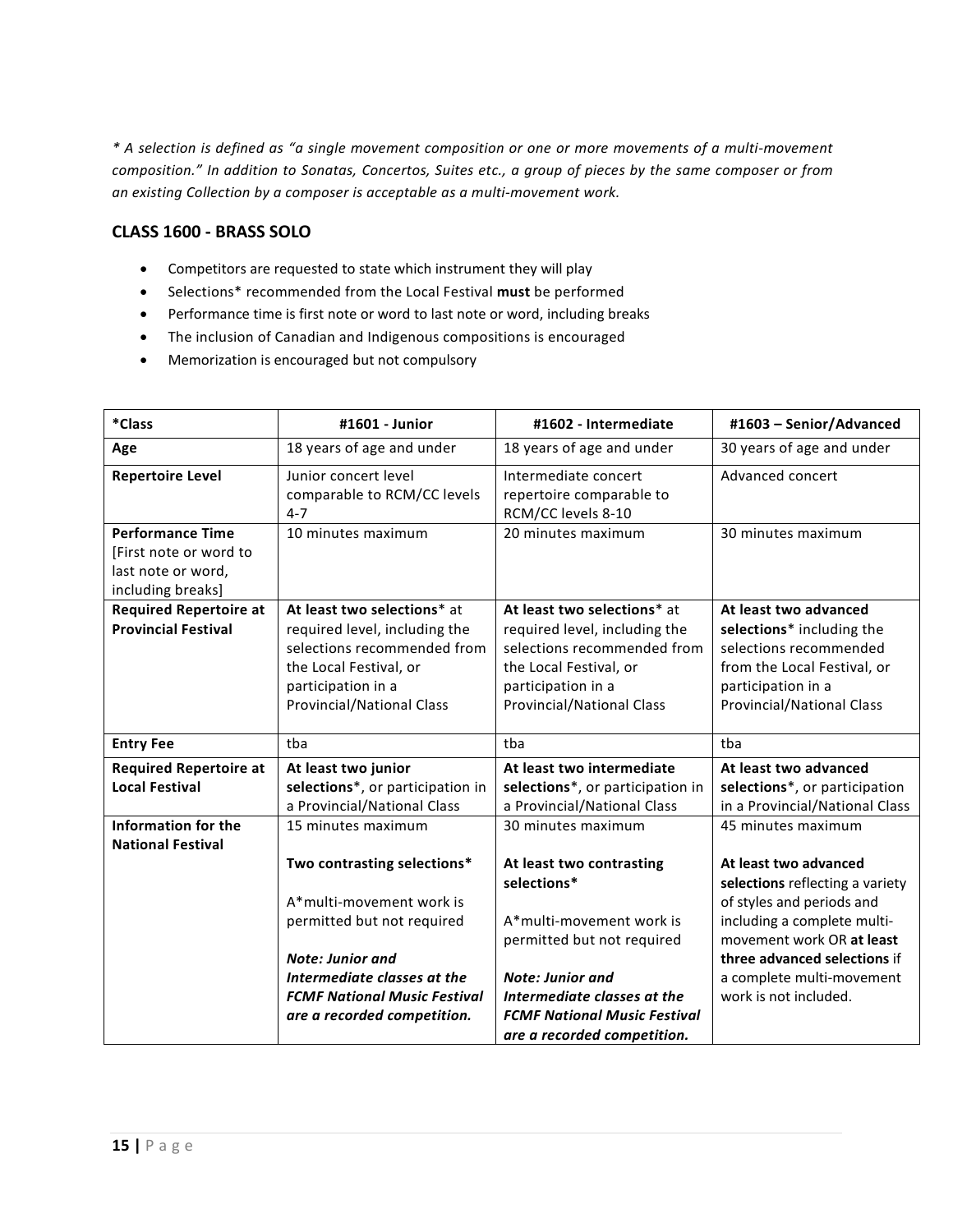*\* A selection is defined as "a single movement composition or one or more movements of a multi-movement composition." In addition to Sonatas, Concertos, Suites etc., a group of pieces by the same composer or from an existing Collection by a composer is acceptable as a multi-movement work.*

## CLASS 1600 - BRASS SOLO

- Competitors are requested to state which instrument they will play
- Selections* recommended from the Local Festival **must** be performed
- Performance time is first note or word to last note or word, including breaks
- The inclusion of Canadian and Indigenous compositions is encouraged
- Memorization is encouraged but not compulsory

| *Class | #1601 - Junior | #1602 - Intermediate | #1603 – Senior/Advanced |
|---|---|---|---|
| **Age** | 18 years of age and under | 18 years of age and under | 30 years of age and under |
| **Repertoire Level** | Junior concert level comparable to RCM/CC levels 4-7 | Intermediate concert repertoire comparable to RCM/CC levels 8-10 | Advanced concert |
| **Performance Time** [First note or word to last note or word, including breaks] | 10 minutes maximum | 20 minutes maximum | 30 minutes maximum |
| **Required Repertoire at Provincial Festival** | **At least two selections*** at required level, including the selections recommended from the Local Festival, or participation in a Provincial/National Class | **At least two selections*** at required level, including the selections recommended from the Local Festival, or participation in a Provincial/National Class | **At least two advanced selections*** including the selections recommended from the Local Festival, or participation in a Provincial/National Class |
| **Entry Fee** | tba | tba | tba |
| **Required Repertoire at Local Festival** | **At least two junior selections***, or participation in a Provincial/National Class | **At least two intermediate selections***, or participation in a Provincial/National Class | **At least two advanced selections***, or participation in a Provincial/National Class |
| **Information for the National Festival** | 15 minutes maximum<br><br>**Two contrasting selections***<br><br>A*multi-movement work is permitted but not required<br><br>***Note: Junior and Intermediate classes at the FCMF National Music Festival are a recorded competition.*** | 30 minutes maximum<br><br>**At least two contrasting selections***<br><br>A*multi-movement work is permitted but not required<br><br>***Note: Junior and Intermediate classes at the FCMF National Music Festival are a recorded competition.*** | 45 minutes maximum<br><br>**At least two advanced selections** reflecting a variety of styles and periods and including a complete multi-movement work OR **at least three advanced selections** if a complete multi-movement work is not included. |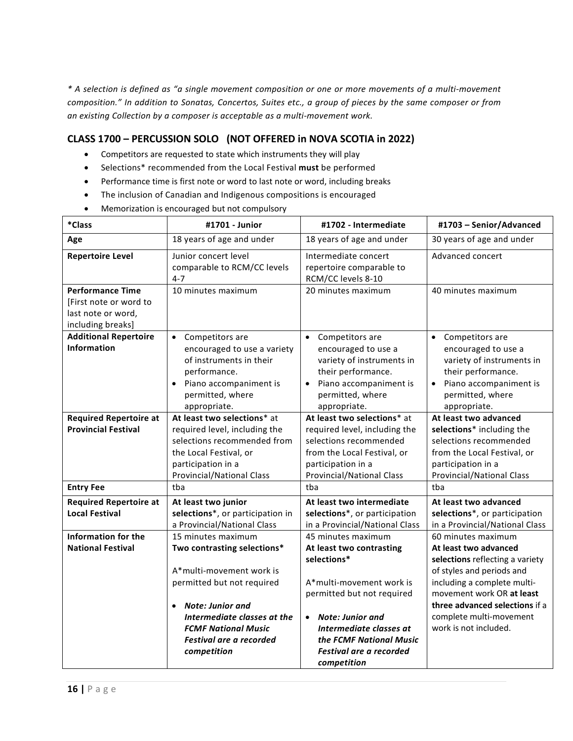*\* A selection is defined as "a single movement composition or one or more movements of a multi-movement composition." In addition to Sonatas, Concertos, Suites etc., a group of pieces by the same composer or from an existing Collection by a composer is acceptable as a multi-movement work.*

## CLASS 1700 – PERCUSSION SOLO (NOT OFFERED in NOVA SCOTIA in 2022)

- Competitors are requested to state which instruments they will play
- Selections* recommended from the Local Festival **must** be performed
- Performance time is first note or word to last note or word, including breaks
- The inclusion of Canadian and Indigenous compositions is encouraged
- Memorization is encouraged but not compulsory

| *Class | #1701 - Junior | #1702 - Intermediate | #1703 – Senior/Advanced |
|---|---|---|---|
| **Age** | 18 years of age and under | 18 years of age and under | 30 years of age and under |
| **Repertoire Level** | Junior concert level comparable to RCM/CC levels 4-7 | Intermediate concert repertoire comparable to RCM/CC levels 8-10 | Advanced concert |
| **Performance Time** [First note or word to last note or word, including breaks] | 10 minutes maximum | 20 minutes maximum | 40 minutes maximum |
| **Additional Repertoire Information** | • Competitors are encouraged to use a variety of instruments in their performance. • Piano accompaniment is permitted, where appropriate. | • Competitors are encouraged to use a variety of instruments in their performance. • Piano accompaniment is permitted, where appropriate. | • Competitors are encouraged to use a variety of instruments in their performance. • Piano accompaniment is permitted, where appropriate. |
| **Required Repertoire at Provincial Festival** | **At least two selections*** at required level, including the selections recommended from the Local Festival, or participation in a Provincial/National Class | **At least two selections*** at required level, including the selections recommended from the Local Festival, or participation in a Provincial/National Class | **At least two advanced selections*** including the selections recommended from the Local Festival, or participation in a Provincial/National Class |
| **Entry Fee** | tba | tba | tba |
| **Required Repertoire at Local Festival** | **At least two junior selections***, or participation in a Provincial/National Class | **At least two intermediate selections***, or participation in a Provincial/National Class | **At least two advanced selections***, or participation in a Provincial/National Class |
| **Information for the National Festival** | 15 minutes maximum **Two contrasting selections*** A*multi-movement work is permitted but not required • ***Note: Junior and Intermediate classes at the FCMF National Music Festival are a recorded competition*** | 45 minutes maximum **At least two contrasting selections*** A*multi-movement work is permitted but not required • ***Note: Junior and Intermediate classes at the FCMF National Music Festival are a recorded competition*** | 60 minutes maximum **At least two advanced selections** reflecting a variety of styles and periods and including a complete multi-movement work OR **at least three advanced selections** if a complete multi-movement work is not included. |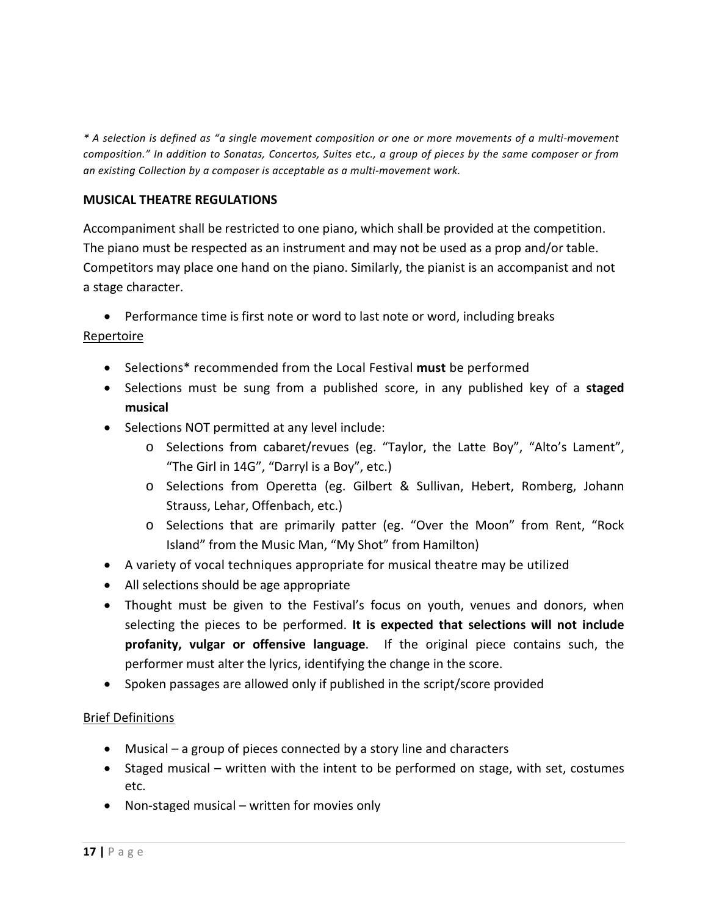*\* A selection is defined as "a single movement composition or one or more movements of a multi-movement composition." In addition to Sonatas, Concertos, Suites etc., a group of pieces by the same composer or from an existing Collection by a composer is acceptable as a multi-movement work.*

**MUSICAL THEATRE REGULATIONS**

Accompaniment shall be restricted to one piano, which shall be provided at the competition. The piano must be respected as an instrument and may not be used as a prop and/or table. Competitors may place one hand on the piano. Similarly, the pianist is an accompanist and not a stage character.

- Performance time is first note or word to last note or word, including breaks

Repertoire

- Selections* recommended from the Local Festival **must** be performed
- Selections must be sung from a published score, in any published key of a **staged musical**
- Selections NOT permitted at any level include:
  - Selections from cabaret/revues (eg. "Taylor, the Latte Boy", "Alto's Lament", "The Girl in 14G", "Darryl is a Boy", etc.)
  - Selections from Operetta (eg. Gilbert & Sullivan, Hebert, Romberg, Johann Strauss, Lehar, Offenbach, etc.)
  - Selections that are primarily patter (eg. "Over the Moon" from Rent, "Rock Island" from the Music Man, "My Shot" from Hamilton)
- A variety of vocal techniques appropriate for musical theatre may be utilized
- All selections should be age appropriate
- Thought must be given to the Festival's focus on youth, venues and donors, when selecting the pieces to be performed. **It is expected that selections will not include profanity, vulgar or offensive language**. If the original piece contains such, the performer must alter the lyrics, identifying the change in the score.
- Spoken passages are allowed only if published in the script/score provided

Brief Definitions

- Musical – a group of pieces connected by a story line and characters
- Staged musical – written with the intent to be performed on stage, with set, costumes etc.
- Non-staged musical – written for movies only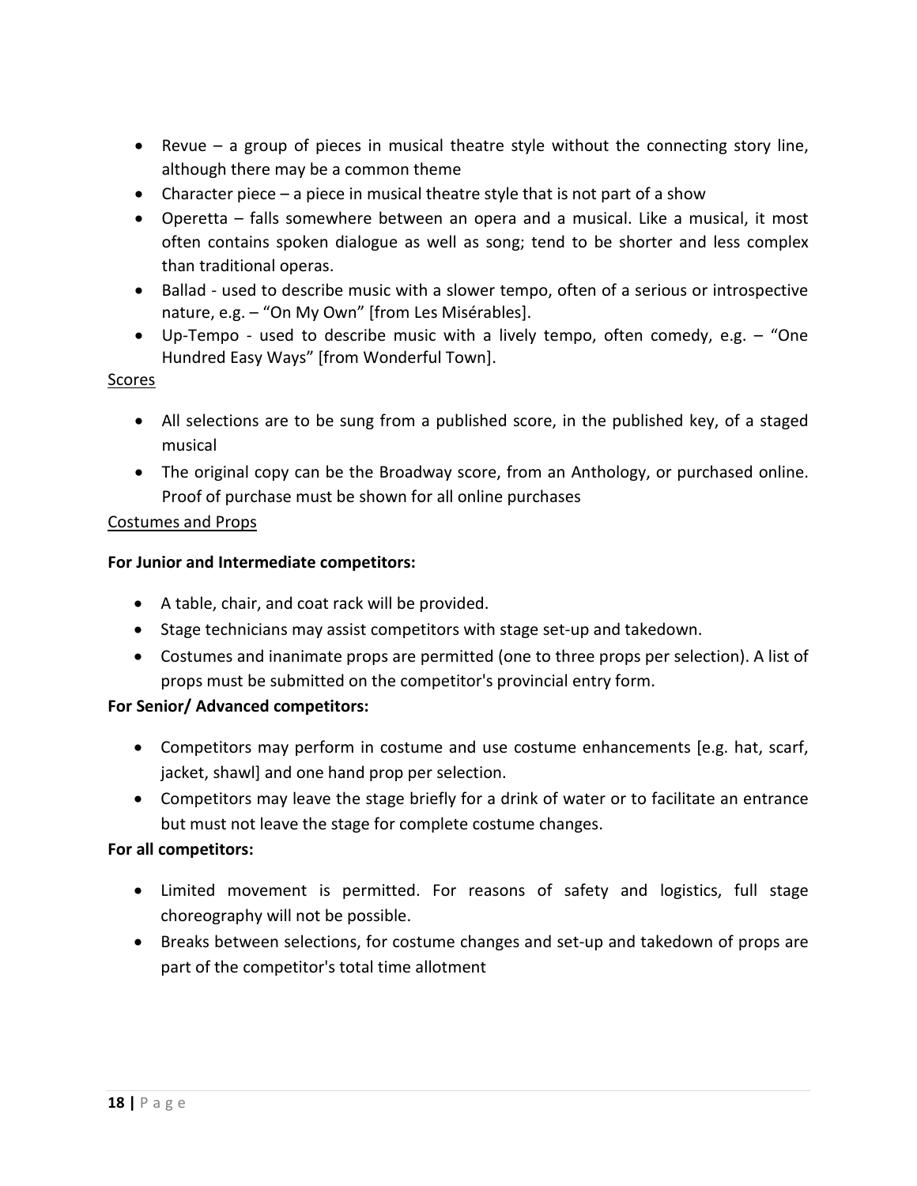- Revue – a group of pieces in musical theatre style without the connecting story line, although there may be a common theme
- Character piece – a piece in musical theatre style that is not part of a show
- Operetta – falls somewhere between an opera and a musical. Like a musical, it most often contains spoken dialogue as well as song; tend to be shorter and less complex than traditional operas.
- Ballad - used to describe music with a slower tempo, often of a serious or introspective nature, e.g. – "On My Own" [from Les Misérables].
- Up-Tempo - used to describe music with a lively tempo, often comedy, e.g. – "One Hundred Easy Ways" [from Wonderful Town].

Scores

- All selections are to be sung from a published score, in the published key, of a staged musical
- The original copy can be the Broadway score, from an Anthology, or purchased online. Proof of purchase must be shown for all online purchases

Costumes and Props

**For Junior and Intermediate competitors:**

- A table, chair, and coat rack will be provided.
- Stage technicians may assist competitors with stage set-up and takedown.
- Costumes and inanimate props are permitted (one to three props per selection). A list of props must be submitted on the competitor's provincial entry form.

**For Senior/ Advanced competitors:**

- Competitors may perform in costume and use costume enhancements [e.g. hat, scarf, jacket, shawl] and one hand prop per selection.
- Competitors may leave the stage briefly for a drink of water or to facilitate an entrance but must not leave the stage for complete costume changes.

**For all competitors:**

- Limited movement is permitted. For reasons of safety and logistics, full stage choreography will not be possible.
- Breaks between selections, for costume changes and set-up and takedown of props are part of the competitor's total time allotment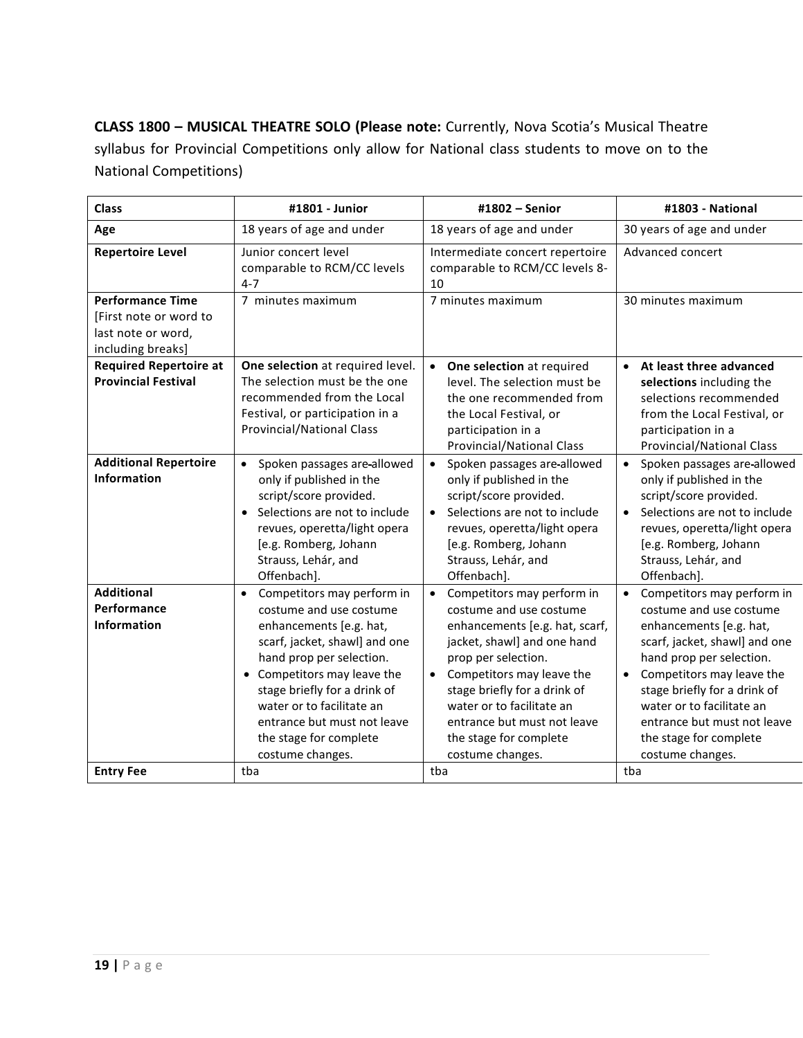**CLASS 1800 – MUSICAL THEATRE SOLO (Please note:** Currently, Nova Scotia's Musical Theatre syllabus for Provincial Competitions only allow for National class students to move on to the National Competitions)

| **Class** | **#1801 - Junior** | **#1802 – Senior** | **#1803 - National** |
|---|---|---|---|
| **Age** | 18 years of age and under | 18 years of age and under | 30 years of age and under |
| **Repertoire Level** | Junior concert level comparable to RCM/CC levels 4-7 | Intermediate concert repertoire comparable to RCM/CC levels 8-10 | Advanced concert |
| **Performance Time** [First note or word to last note or word, including breaks] | 7 minutes maximum | 7 minutes maximum | 30 minutes maximum |
| **Required Repertoire at Provincial Festival** | **One selection** at required level. The selection must be the one recommended from the Local Festival, or participation in a Provincial/National Class | • **One selection** at required level. The selection must be the one recommended from the Local Festival, or participation in a Provincial/National Class | • **At least three advanced selections** including the selections recommended from the Local Festival, or participation in a Provincial/National Class |
| **Additional Repertoire Information** | • Spoken passages are allowed only if published in the script/score provided. • Selections are not to include revues, operetta/light opera [e.g. Romberg, Johann Strauss, Lehár, and Offenbach]. | • Spoken passages are allowed only if published in the script/score provided. • Selections are not to include revues, operetta/light opera [e.g. Romberg, Johann Strauss, Lehár, and Offenbach]. | • Spoken passages are allowed only if published in the script/score provided. • Selections are not to include revues, operetta/light opera [e.g. Romberg, Johann Strauss, Lehár, and Offenbach]. |
| **Additional Performance Information** | • Competitors may perform in costume and use costume enhancements [e.g. hat, scarf, jacket, shawl] and one hand prop per selection. • Competitors may leave the stage briefly for a drink of water or to facilitate an entrance but must not leave the stage for complete costume changes. | • Competitors may perform in costume and use costume enhancements [e.g. hat, scarf, jacket, shawl] and one hand prop per selection. • Competitors may leave the stage briefly for a drink of water or to facilitate an entrance but must not leave the stage for complete costume changes. | • Competitors may perform in costume and use costume enhancements [e.g. hat, scarf, jacket, shawl] and one hand prop per selection. • Competitors may leave the stage briefly for a drink of water or to facilitate an entrance but must not leave the stage for complete costume changes. |
| **Entry Fee** | tba | tba | tba |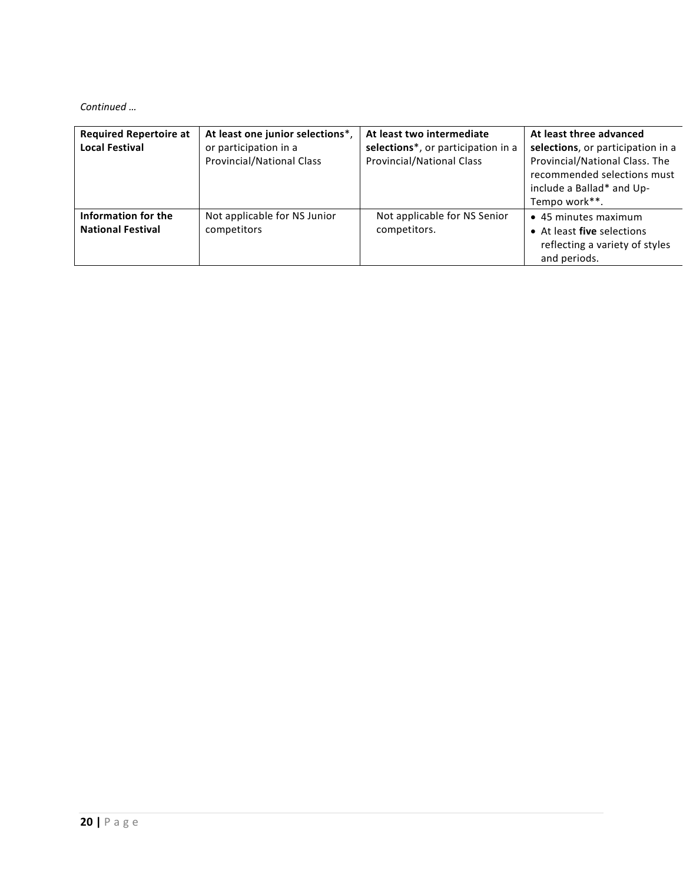*Continued …*

| **Required Repertoire at Local Festival** | **At least one junior selections***, or participation in a Provincial/National Class | **At least two intermediate selections***, or participation in a Provincial/National Class | **At least three advanced selections**, or participation in a Provincial/National Class. The recommended selections must include a Ballad* and Up-Tempo work**. |
|---|---|---|---|
| **Information for the National Festival** | Not applicable for NS Junior competitors | Not applicable for NS Senior competitors. | • 45 minutes maximum<br>• At least **five** selections reflecting a variety of styles and periods. |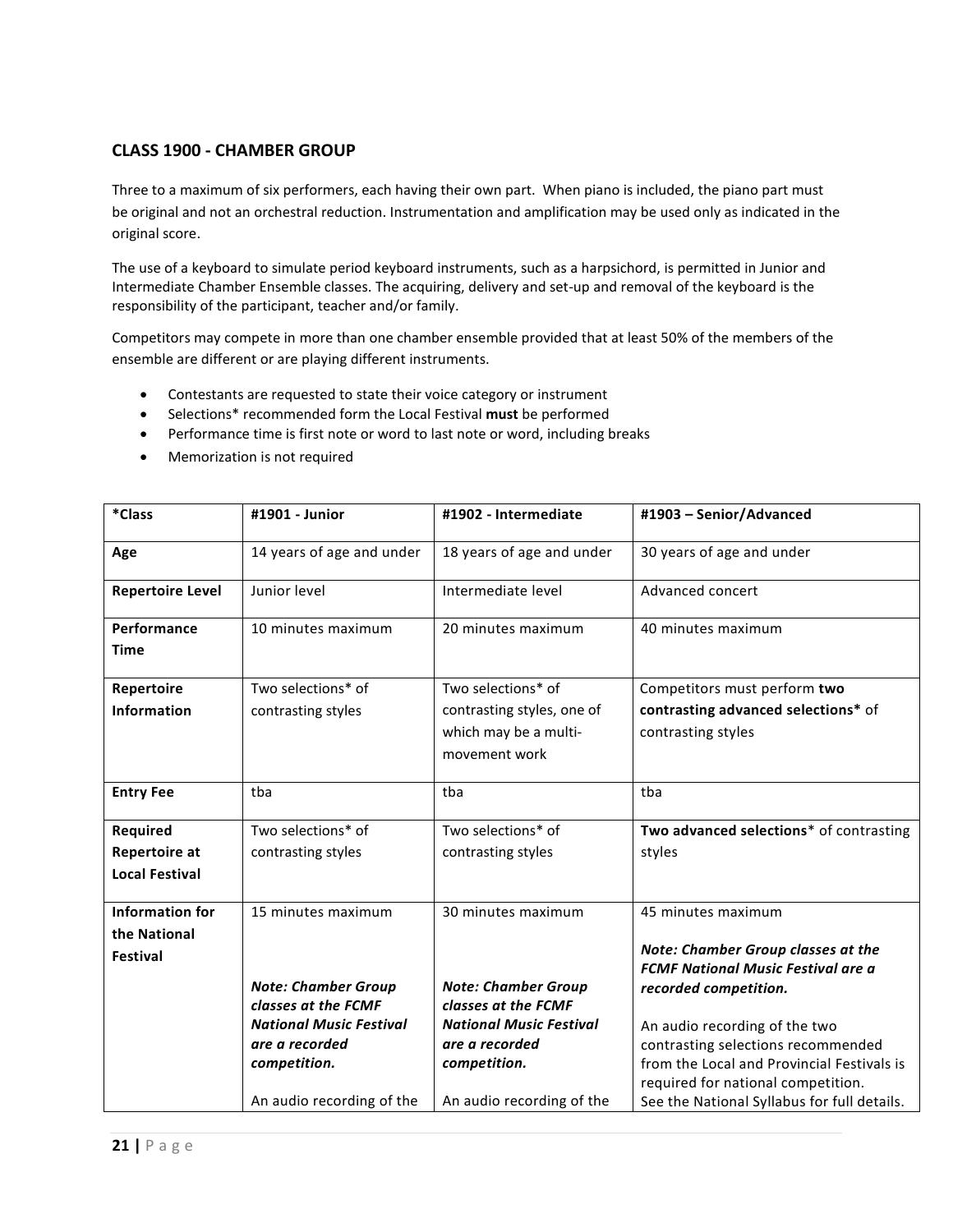## CLASS 1900 - CHAMBER GROUP

Three to a maximum of six performers, each having their own part. When piano is included, the piano part must be original and not an orchestral reduction. Instrumentation and amplification may be used only as indicated in the original score.

The use of a keyboard to simulate period keyboard instruments, such as a harpsichord, is permitted in Junior and Intermediate Chamber Ensemble classes. The acquiring, delivery and set-up and removal of the keyboard is the responsibility of the participant, teacher and/or family.

Competitors may compete in more than one chamber ensemble provided that at least 50% of the members of the ensemble are different or are playing different instruments.

- Contestants are requested to state their voice category or instrument
- Selections* recommended form the Local Festival **must** be performed
- Performance time is first note or word to last note or word, including breaks
- Memorization is not required

| **\*Class** | **#1901 - Junior** | **#1902 - Intermediate** | **#1903 – Senior/Advanced** |
|---|---|---|---|
| **Age** | 14 years of age and under | 18 years of age and under | 30 years of age and under |
| **Repertoire Level** | Junior level | Intermediate level | Advanced concert |
| **Performance Time** | 10 minutes maximum | 20 minutes maximum | 40 minutes maximum |
| **Repertoire Information** | Two selections* of contrasting styles | Two selections* of contrasting styles, one of which may be a multi-movement work | Competitors must perform **two contrasting advanced selections*** of contrasting styles |
| **Entry Fee** | tba | tba | tba |
| **Required Repertoire at Local Festival** | Two selections* of contrasting styles | Two selections* of contrasting styles | **Two advanced selections*** of contrasting styles |
| **Information for the National Festival** | 15 minutes maximum<br><br>***Note: Chamber Group classes at the FCMF National Music Festival are a recorded competition.***<br><br>An audio recording of the | 30 minutes maximum<br><br>***Note: Chamber Group classes at the FCMF National Music Festival are a recorded competition.***<br><br>An audio recording of the | 45 minutes maximum<br><br>***Note: Chamber Group classes at the FCMF National Music Festival are a recorded competition.***<br><br>An audio recording of the two contrasting selections recommended from the Local and Provincial Festivals is required for national competition. See the National Syllabus for full details. |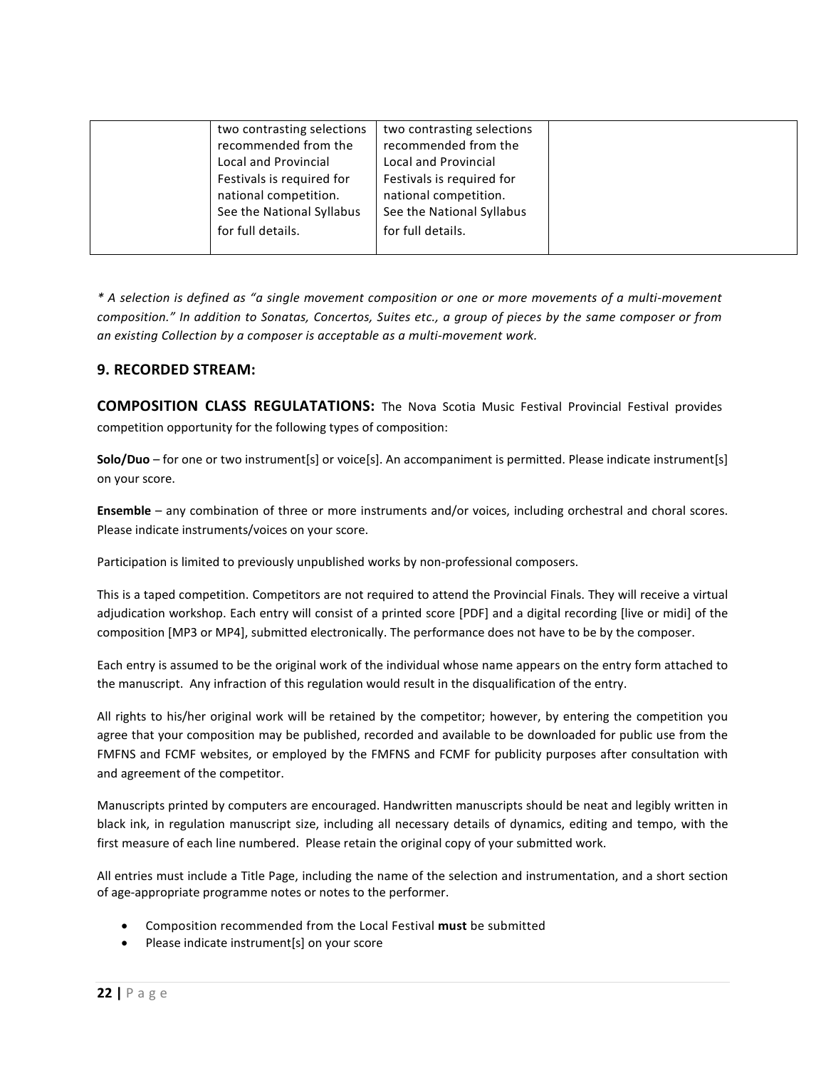|  | two contrasting selections recommended from the Local and Provincial Festivals is required for national competition. See the National Syllabus for full details. | two contrasting selections recommended from the Local and Provincial Festivals is required for national competition. See the National Syllabus for full details. |  |
|---|---|---|---|

*\* A selection is defined as "a single movement composition or one or more movements of a multi-movement composition." In addition to Sonatas, Concertos, Suites etc., a group of pieces by the same composer or from an existing Collection by a composer is acceptable as a multi-movement work.*

## 9. RECORDED STREAM:

**COMPOSITION CLASS REGULATATIONS:** The Nova Scotia Music Festival Provincial Festival provides competition opportunity for the following types of composition:

**Solo/Duo** – for one or two instrument[s] or voice[s]. An accompaniment is permitted. Please indicate instrument[s] on your score.

**Ensemble** – any combination of three or more instruments and/or voices, including orchestral and choral scores. Please indicate instruments/voices on your score.

Participation is limited to previously unpublished works by non-professional composers.

This is a taped competition. Competitors are not required to attend the Provincial Finals. They will receive a virtual adjudication workshop. Each entry will consist of a printed score [PDF] and a digital recording [live or midi] of the composition [MP3 or MP4], submitted electronically. The performance does not have to be by the composer.

Each entry is assumed to be the original work of the individual whose name appears on the entry form attached to the manuscript. Any infraction of this regulation would result in the disqualification of the entry.

All rights to his/her original work will be retained by the competitor; however, by entering the competition you agree that your composition may be published, recorded and available to be downloaded for public use from the FMFNS and FCMF websites, or employed by the FMFNS and FCMF for publicity purposes after consultation with and agreement of the competitor.

Manuscripts printed by computers are encouraged. Handwritten manuscripts should be neat and legibly written in black ink, in regulation manuscript size, including all necessary details of dynamics, editing and tempo, with the first measure of each line numbered. Please retain the original copy of your submitted work.

All entries must include a Title Page, including the name of the selection and instrumentation, and a short section of age-appropriate programme notes or notes to the performer.

- Composition recommended from the Local Festival **must** be submitted
- Please indicate instrument[s] on your score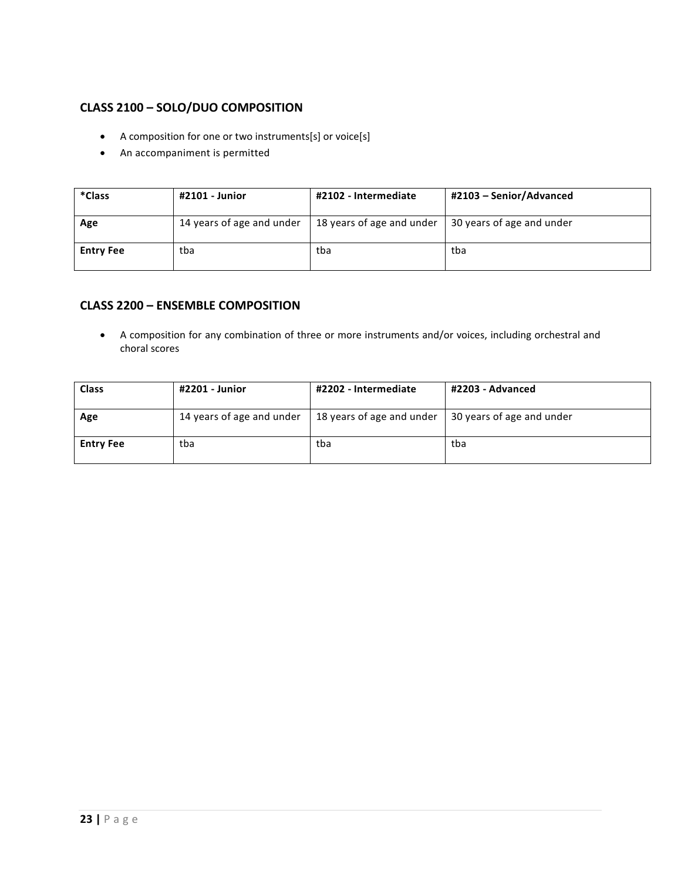## CLASS 2100 – SOLO/DUO COMPOSITION

- A composition for one or two instruments[s] or voice[s]
- An accompaniment is permitted

| *Class | #2101 - Junior | #2102 - Intermediate | #2103 – Senior/Advanced |
|---|---|---|---|
| Age | 14 years of age and under | 18 years of age and under | 30 years of age and under |
| Entry Fee | tba | tba | tba |

## CLASS 2200 – ENSEMBLE COMPOSITION

- A composition for any combination of three or more instruments and/or voices, including orchestral and choral scores

| Class | #2201 - Junior | #2202 - Intermediate | #2203 - Advanced |
|---|---|---|---|
| Age | 14 years of age and under | 18 years of age and under | 30 years of age and under |
| Entry Fee | tba | tba | tba |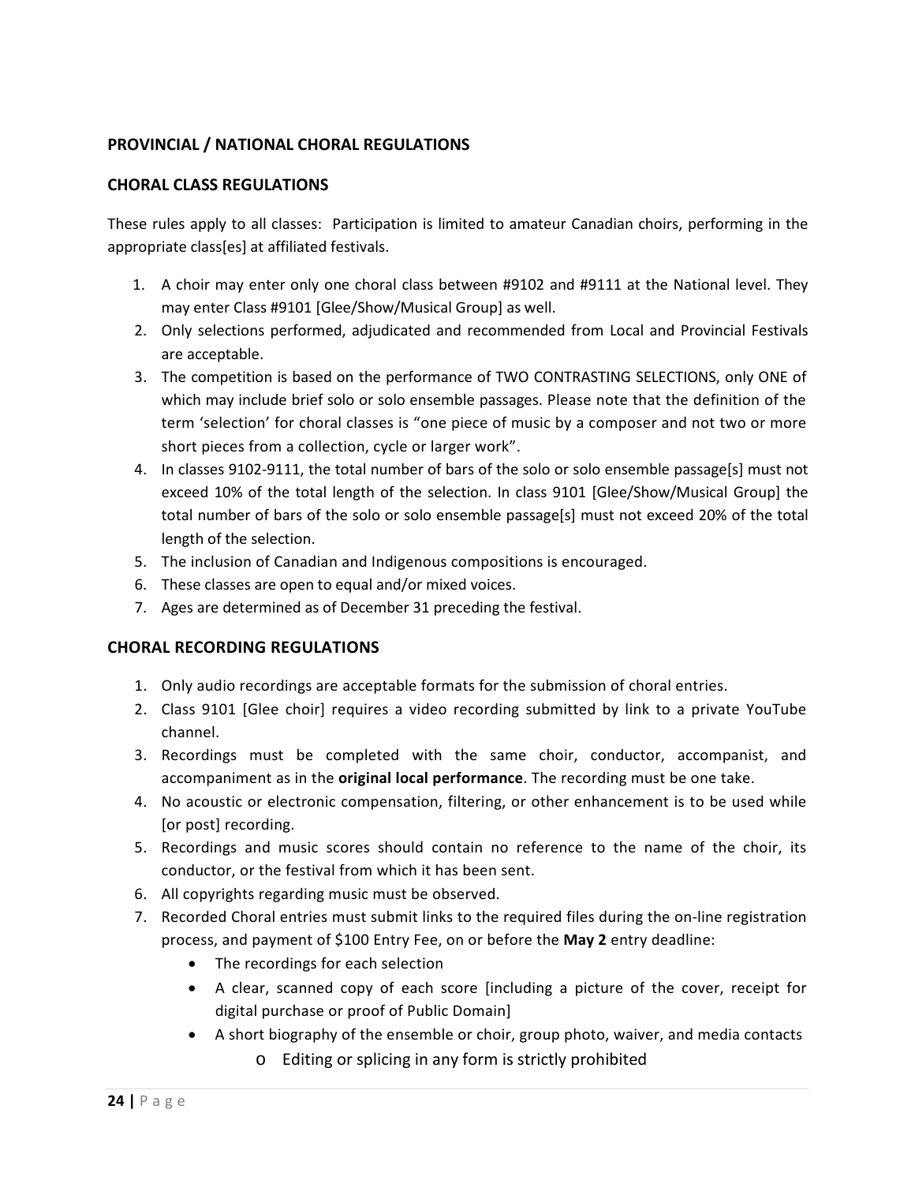## PROVINCIAL / NATIONAL CHORAL REGULATIONS

### CHORAL CLASS REGULATIONS

These rules apply to all classes: Participation is limited to amateur Canadian choirs, performing in the appropriate class[es] at affiliated festivals.

1. A choir may enter only one choral class between #9102 and #9111 at the National level. They may enter Class #9101 [Glee/Show/Musical Group] as well.
2. Only selections performed, adjudicated and recommended from Local and Provincial Festivals are acceptable.
3. The competition is based on the performance of TWO CONTRASTING SELECTIONS, only ONE of which may include brief solo or solo ensemble passages. Please note that the definition of the term 'selection' for choral classes is "one piece of music by a composer and not two or more short pieces from a collection, cycle or larger work".
4. In classes 9102-9111, the total number of bars of the solo or solo ensemble passage[s] must not exceed 10% of the total length of the selection. In class 9101 [Glee/Show/Musical Group] the total number of bars of the solo or solo ensemble passage[s] must not exceed 20% of the total length of the selection.
5. The inclusion of Canadian and Indigenous compositions is encouraged.
6. These classes are open to equal and/or mixed voices.
7. Ages are determined as of December 31 preceding the festival.

### CHORAL RECORDING REGULATIONS

1. Only audio recordings are acceptable formats for the submission of choral entries.
2. Class 9101 [Glee choir] requires a video recording submitted by link to a private YouTube channel.
3. Recordings must be completed with the same choir, conductor, accompanist, and accompaniment as in the **original local performance**. The recording must be one take.
4. No acoustic or electronic compensation, filtering, or other enhancement is to be used while [or post] recording.
5. Recordings and music scores should contain no reference to the name of the choir, its conductor, or the festival from which it has been sent.
6. All copyrights regarding music must be observed.
7. Recorded Choral entries must submit links to the required files during the on-line registration process, and payment of $100 Entry Fee, on or before the **May 2** entry deadline:
   - The recordings for each selection
   - A clear, scanned copy of each score [including a picture of the cover, receipt for digital purchase or proof of Public Domain]
   - A short biography of the ensemble or choir, group photo, waiver, and media contacts
     - Editing or splicing in any form is strictly prohibited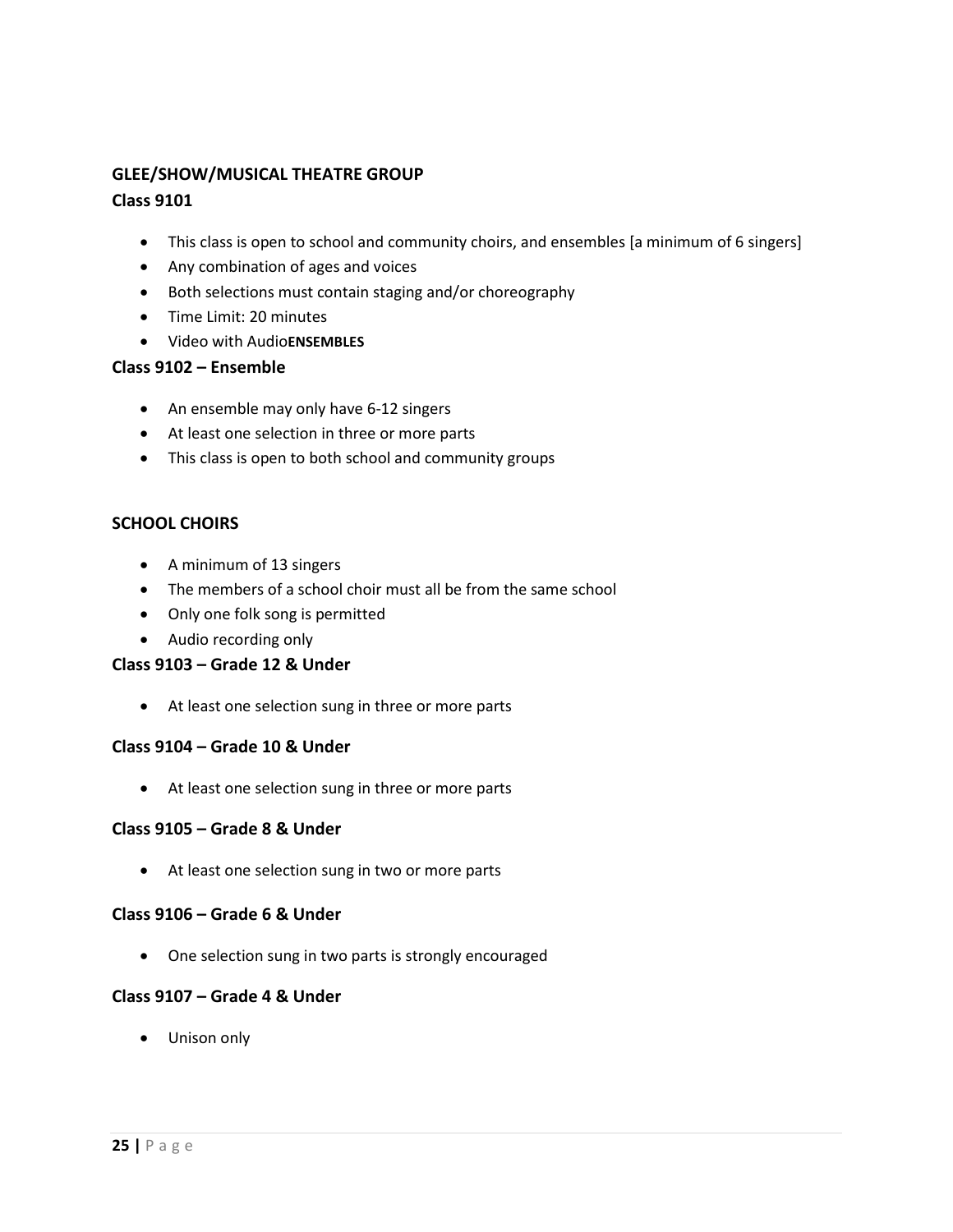**GLEE/SHOW/MUSICAL THEATRE GROUP**

**Class 9101**

- This class is open to school and community choirs, and ensembles [a minimum of 6 singers]
- Any combination of ages and voices
- Both selections must contain staging and/or choreography
- Time Limit: 20 minutes
- Video with Audio**ENSEMBLES**

**Class 9102 – Ensemble**

- An ensemble may only have 6-12 singers
- At least one selection in three or more parts
- This class is open to both school and community groups

**SCHOOL CHOIRS**

- A minimum of 13 singers
- The members of a school choir must all be from the same school
- Only one folk song is permitted
- Audio recording only

**Class 9103 – Grade 12 & Under**

- At least one selection sung in three or more parts

**Class 9104 – Grade 10 & Under**

- At least one selection sung in three or more parts

**Class 9105 – Grade 8 & Under**

- At least one selection sung in two or more parts

**Class 9106 – Grade 6 & Under**

- One selection sung in two parts is strongly encouraged

**Class 9107 – Grade 4 & Under**

- Unison only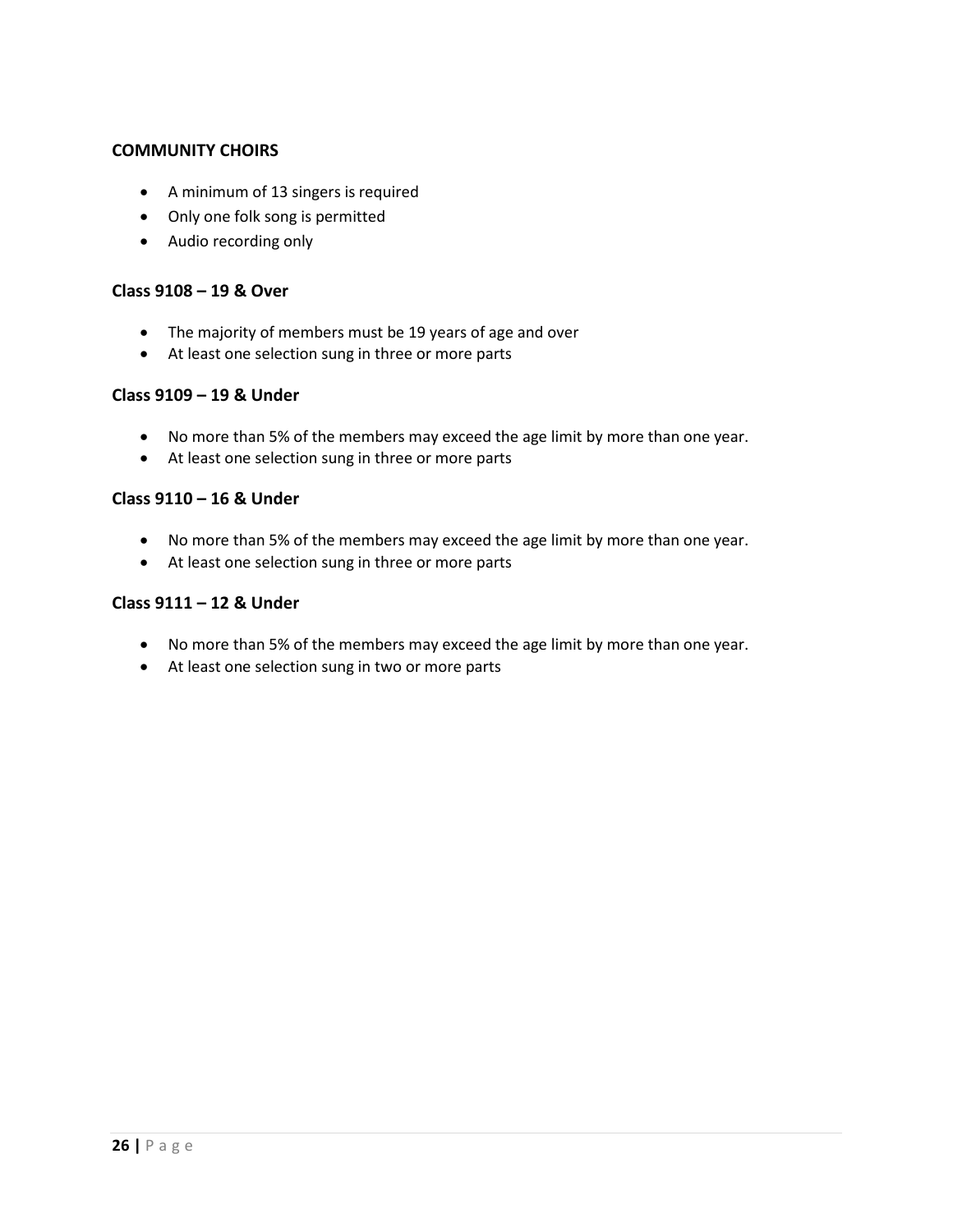## COMMUNITY CHOIRS

- A minimum of 13 singers is required
- Only one folk song is permitted
- Audio recording only

### Class 9108 – 19 & Over

- The majority of members must be 19 years of age and over
- At least one selection sung in three or more parts

### Class 9109 – 19 & Under

- No more than 5% of the members may exceed the age limit by more than one year.
- At least one selection sung in three or more parts

### Class 9110 – 16 & Under

- No more than 5% of the members may exceed the age limit by more than one year.
- At least one selection sung in three or more parts

### Class 9111 – 12 & Under

- No more than 5% of the members may exceed the age limit by more than one year.
- At least one selection sung in two or more parts